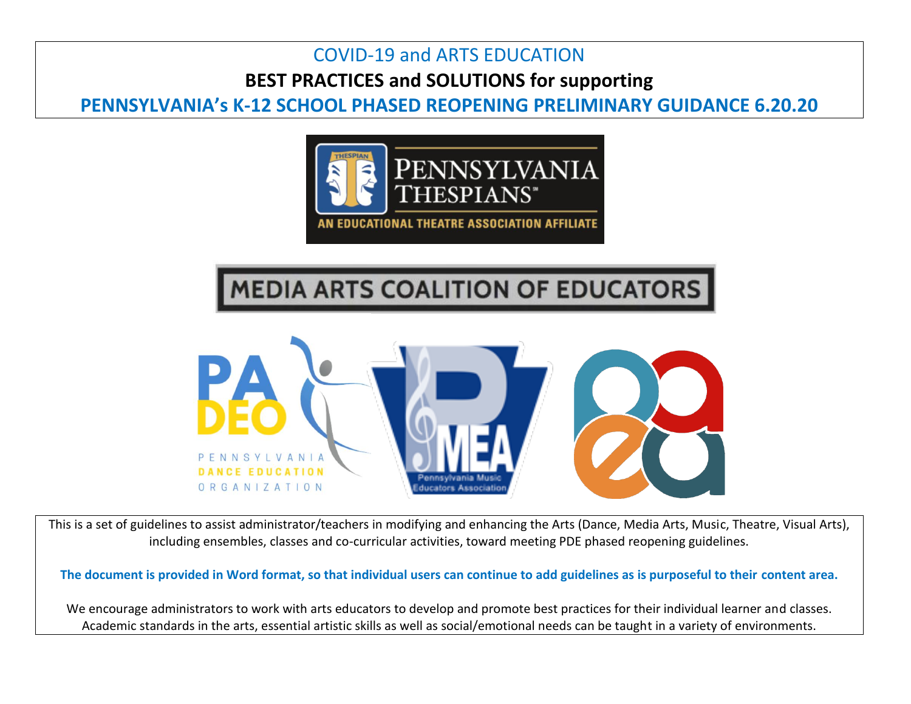# COVID-19 and ARTS EDUCATION

## BEST PRACTICES and SOLUTIONS for supporting

## PENNSYLVANIA's K-12 SCHOOL PHASED REOPENING PRELIMINARY GUIDANCE 6.20.20

PENNSYLVANIA THESPIANS
AN EDUCATIONAL THEATRE ASSOCIATION AFFILIATE

MEDIA ARTS COALITION OF EDUCATORS

PA DEO
PENNSYLVANIA DANCE EDUCATION ORGANIZATION

PMEA
Pennsylvania Music Educators Association

paea

This is a set of guidelines to assist administrator/teachers in modifying and enhancing the Arts (Dance, Media Arts, Music, Theatre, Visual Arts), including ensembles, classes and co-curricular activities, toward meeting PDE phased reopening guidelines.

**The document is provided in Word format, so that individual users can continue to add guidelines as is purposeful to their content area.**

We encourage administrators to work with arts educators to develop and promote best practices for their individual learner and classes. Academic standards in the arts, essential artistic skills as well as social/emotional needs can be taught in a variety of environments.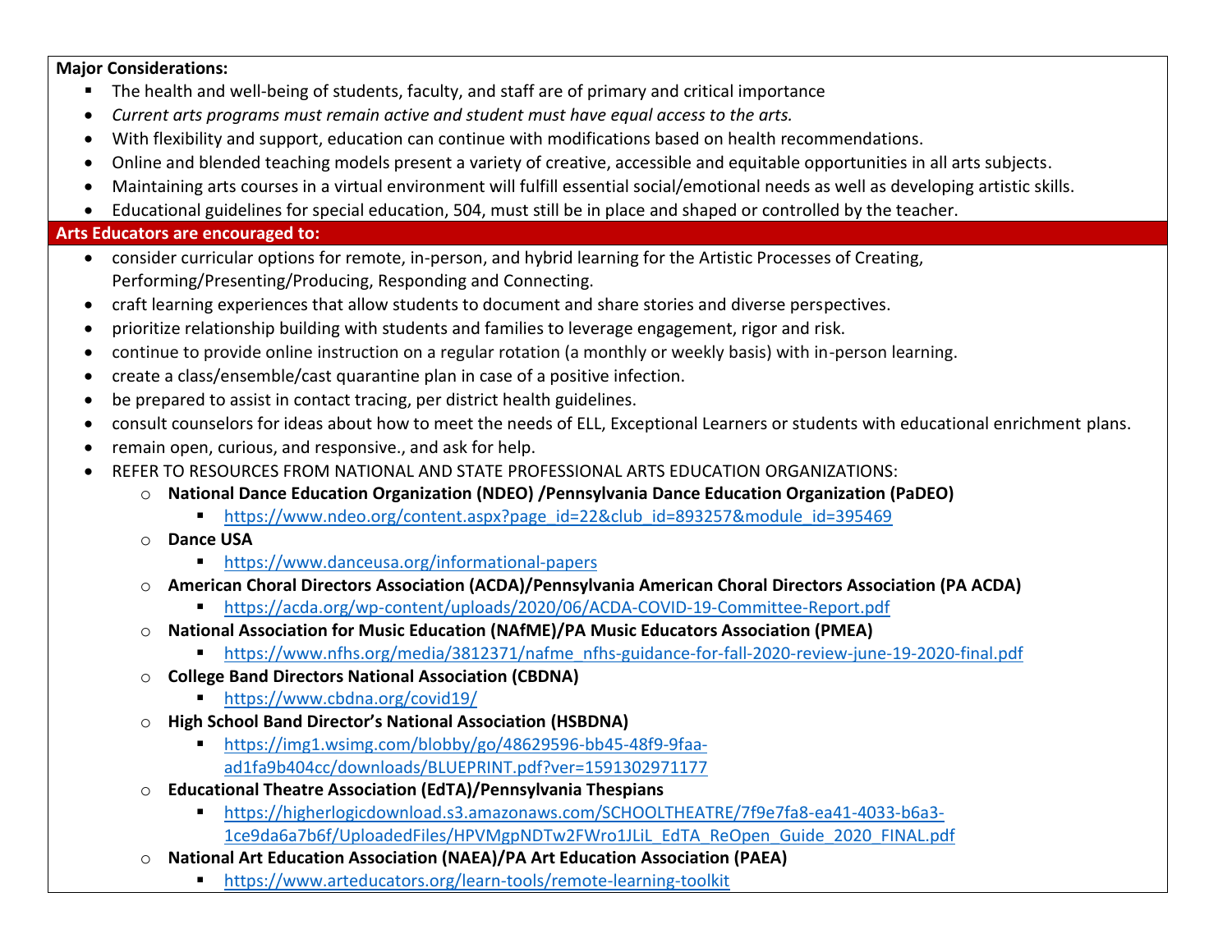**Major Considerations:**

- The health and well-being of students, faculty, and staff are of primary and critical importance
- *Current arts programs must remain active and student must have equal access to the arts.*
- With flexibility and support, education can continue with modifications based on health recommendations.
- Online and blended teaching models present a variety of creative, accessible and equitable opportunities in all arts subjects.
- Maintaining arts courses in a virtual environment will fulfill essential social/emotional needs as well as developing artistic skills.
- Educational guidelines for special education, 504, must still be in place and shaped or controlled by the teacher.

**Arts Educators are encouraged to:**

- consider curricular options for remote, in-person, and hybrid learning for the Artistic Processes of Creating, Performing/Presenting/Producing, Responding and Connecting.
- craft learning experiences that allow students to document and share stories and diverse perspectives.
- prioritize relationship building with students and families to leverage engagement, rigor and risk.
- continue to provide online instruction on a regular rotation (a monthly or weekly basis) with in-person learning.
- create a class/ensemble/cast quarantine plan in case of a positive infection.
- be prepared to assist in contact tracing, per district health guidelines.
- consult counselors for ideas about how to meet the needs of ELL, Exceptional Learners or students with educational enrichment plans.
- remain open, curious, and responsive., and ask for help.
- REFER TO RESOURCES FROM NATIONAL AND STATE PROFESSIONAL ARTS EDUCATION ORGANIZATIONS:
  - **National Dance Education Organization (NDEO) /Pennsylvania Dance Education Organization (PaDEO)**
    - https://www.ndeo.org/content.aspx?page_id=22&club_id=893257&module_id=395469
  - **Dance USA**
    - https://www.danceusa.org/informational-papers
  - **American Choral Directors Association (ACDA)/Pennsylvania American Choral Directors Association (PA ACDA)**
    - https://acda.org/wp-content/uploads/2020/06/ACDA-COVID-19-Committee-Report.pdf
  - **National Association for Music Education (NAfME)/PA Music Educators Association (PMEA)**
    - https://www.nfhs.org/media/3812371/nafme_nfhs-guidance-for-fall-2020-review-june-19-2020-final.pdf
  - **College Band Directors National Association (CBDNA)**
    - https://www.cbdna.org/covid19/
  - **High School Band Director's National Association (HSBDNA)**
    - https://img1.wsimg.com/blobby/go/48629596-bb45-48f9-9faa-ad1fa9b404cc/downloads/BLUEPRINT.pdf?ver=1591302971177
  - **Educational Theatre Association (EdTA)/Pennsylvania Thespians**
    - https://higherlogicdownload.s3.amazonaws.com/SCHOOLTHEATRE/7f9e7fa8-ea41-4033-b6a3-1ce9da6a7b6f/UploadedFiles/HPVMgpNDTw2FWro1JLiL_EdTA_ReOpen_Guide_2020_FINAL.pdf
  - **National Art Education Association (NAEA)/PA Art Education Association (PAEA)**
    - https://www.arteducators.org/learn-tools/remote-learning-toolkit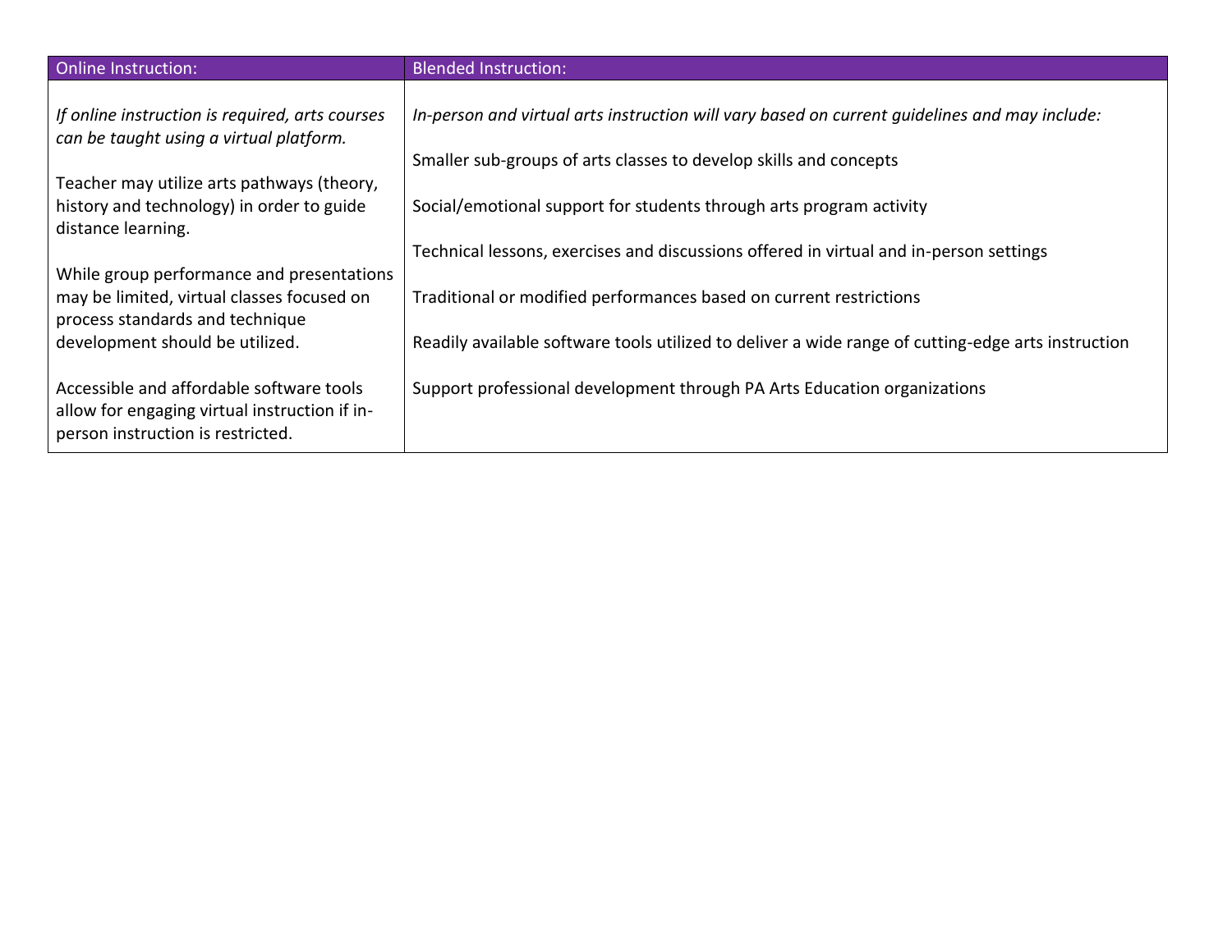| Online Instruction: | Blended Instruction: |
| --- | --- |
| *If online instruction is required, arts courses can be taught using a virtual platform.*<br><br>Teacher may utilize arts pathways (theory, history and technology) in order to guide distance learning.<br><br>While group performance and presentations may be limited, virtual classes focused on process standards and technique development should be utilized.<br><br>Accessible and affordable software tools allow for engaging virtual instruction if in-person instruction is restricted. | *In-person and virtual arts instruction will vary based on current guidelines and may include:*<br><br>Smaller sub-groups of arts classes to develop skills and concepts<br><br>Social/emotional support for students through arts program activity<br><br>Technical lessons, exercises and discussions offered in virtual and in-person settings<br><br>Traditional or modified performances based on current restrictions<br><br>Readily available software tools utilized to deliver a wide range of cutting-edge arts instruction<br><br>Support professional development through PA Arts Education organizations |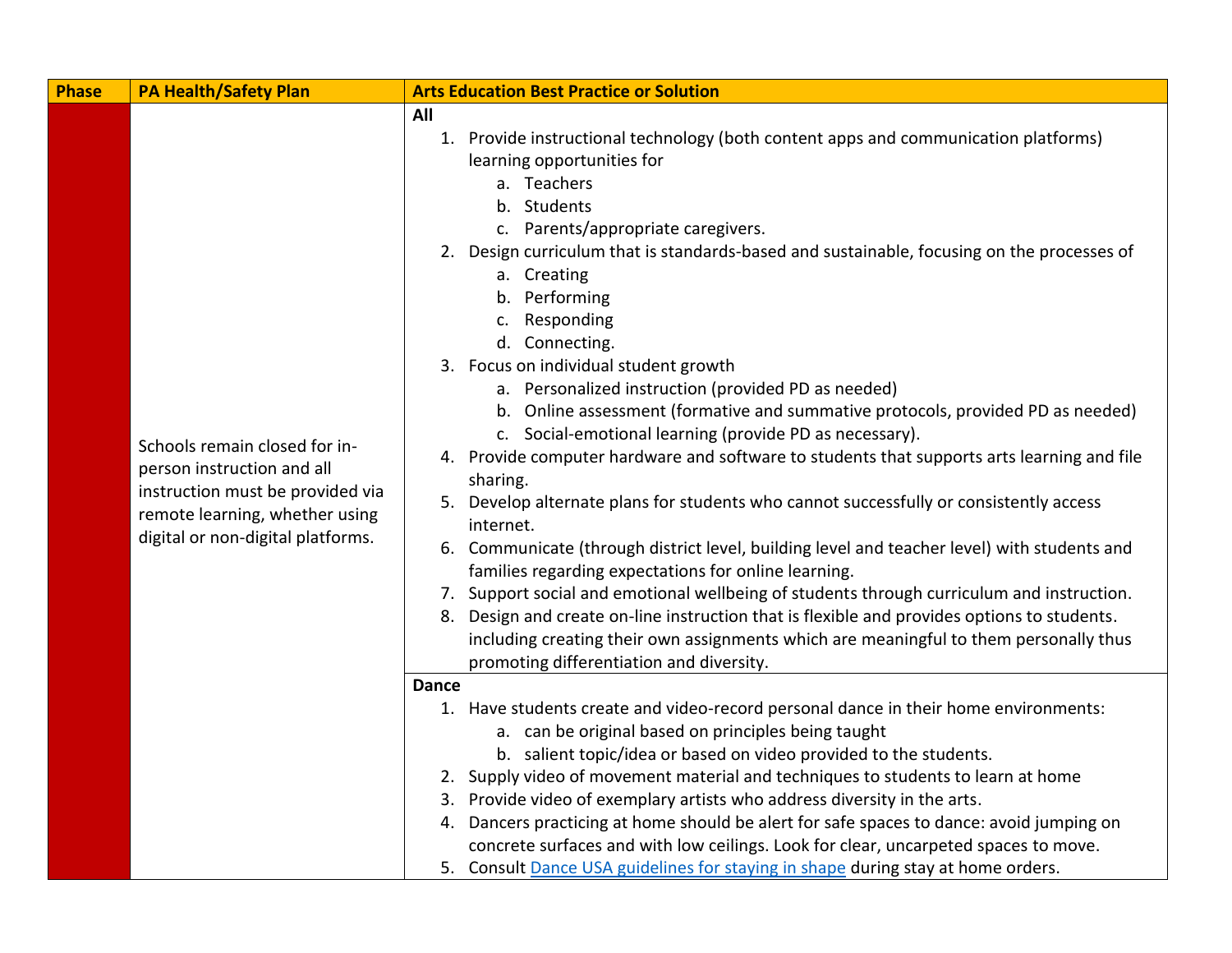| Phase | PA Health/Safety Plan | Arts Education Best Practice or Solution |
|---|---|---|
| | Schools remain closed for in-person instruction and all instruction must be provided via remote learning, whether using digital or non-digital platforms. | **All**<br>1. Provide instructional technology (both content apps and communication platforms) learning opportunities for<br>&nbsp;&nbsp;&nbsp;a. Teachers<br>&nbsp;&nbsp;&nbsp;b. Students<br>&nbsp;&nbsp;&nbsp;c. Parents/appropriate caregivers.<br>2. Design curriculum that is standards-based and sustainable, focusing on the processes of<br>&nbsp;&nbsp;&nbsp;a. Creating<br>&nbsp;&nbsp;&nbsp;b. Performing<br>&nbsp;&nbsp;&nbsp;c. Responding<br>&nbsp;&nbsp;&nbsp;d. Connecting.<br>3. Focus on individual student growth<br>&nbsp;&nbsp;&nbsp;a. Personalized instruction (provided PD as needed)<br>&nbsp;&nbsp;&nbsp;b. Online assessment (formative and summative protocols, provided PD as needed)<br>&nbsp;&nbsp;&nbsp;c. Social-emotional learning (provide PD as necessary).<br>4. Provide computer hardware and software to students that supports arts learning and file sharing.<br>5. Develop alternate plans for students who cannot successfully or consistently access internet.<br>6. Communicate (through district level, building level and teacher level) with students and families regarding expectations for online learning.<br>7. Support social and emotional wellbeing of students through curriculum and instruction.<br>8. Design and create on-line instruction that is flexible and provides options to students. including creating their own assignments which are meaningful to them personally thus promoting differentiation and diversity. |
| | | **Dance**<br>1. Have students create and video-record personal dance in their home environments:<br>&nbsp;&nbsp;&nbsp;a. can be original based on principles being taught<br>&nbsp;&nbsp;&nbsp;b. salient topic/idea or based on video provided to the students.<br>2. Supply video of movement material and techniques to students to learn at home<br>3. Provide video of exemplary artists who address diversity in the arts.<br>4. Dancers practicing at home should be alert for safe spaces to dance: avoid jumping on concrete surfaces and with low ceilings. Look for clear, uncarpeted spaces to move.<br>5. Consult Dance USA guidelines for staying in shape during stay at home orders. |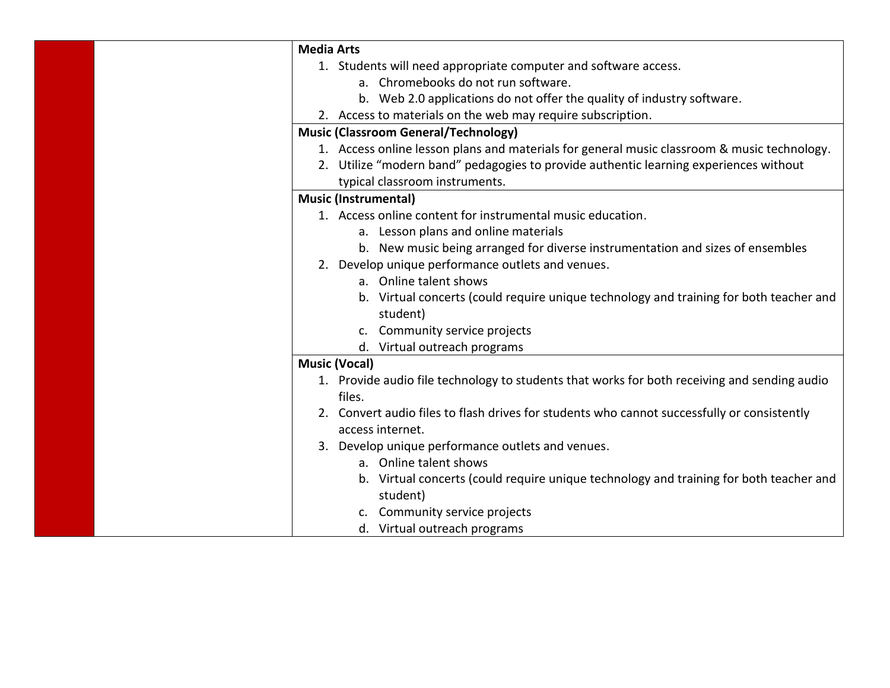| | | |
|---|---|---|
| | | **Media Arts**<br>1. Students will need appropriate computer and software access.<br>&nbsp;&nbsp;&nbsp;&nbsp;a. Chromebooks do not run software.<br>&nbsp;&nbsp;&nbsp;&nbsp;b. Web 2.0 applications do not offer the quality of industry software.<br>2. Access to materials on the web may require subscription. |
| | | **Music (Classroom General/Technology)**<br>1. Access online lesson plans and materials for general music classroom & music technology.<br>2. Utilize “modern band” pedagogies to provide authentic learning experiences without typical classroom instruments. |
| | | **Music (Instrumental)**<br>1. Access online content for instrumental music education.<br>&nbsp;&nbsp;&nbsp;&nbsp;a. Lesson plans and online materials<br>&nbsp;&nbsp;&nbsp;&nbsp;b. New music being arranged for diverse instrumentation and sizes of ensembles<br>2. Develop unique performance outlets and venues.<br>&nbsp;&nbsp;&nbsp;&nbsp;a. Online talent shows<br>&nbsp;&nbsp;&nbsp;&nbsp;b. Virtual concerts (could require unique technology and training for both teacher and student)<br>&nbsp;&nbsp;&nbsp;&nbsp;c. Community service projects<br>&nbsp;&nbsp;&nbsp;&nbsp;d. Virtual outreach programs |
| | | **Music (Vocal)**<br>1. Provide audio file technology to students that works for both receiving and sending audio files.<br>2. Convert audio files to flash drives for students who cannot successfully or consistently access internet.<br>3. Develop unique performance outlets and venues.<br>&nbsp;&nbsp;&nbsp;&nbsp;a. Online talent shows<br>&nbsp;&nbsp;&nbsp;&nbsp;b. Virtual concerts (could require unique technology and training for both teacher and student)<br>&nbsp;&nbsp;&nbsp;&nbsp;c. Community service projects<br>&nbsp;&nbsp;&nbsp;&nbsp;d. Virtual outreach programs |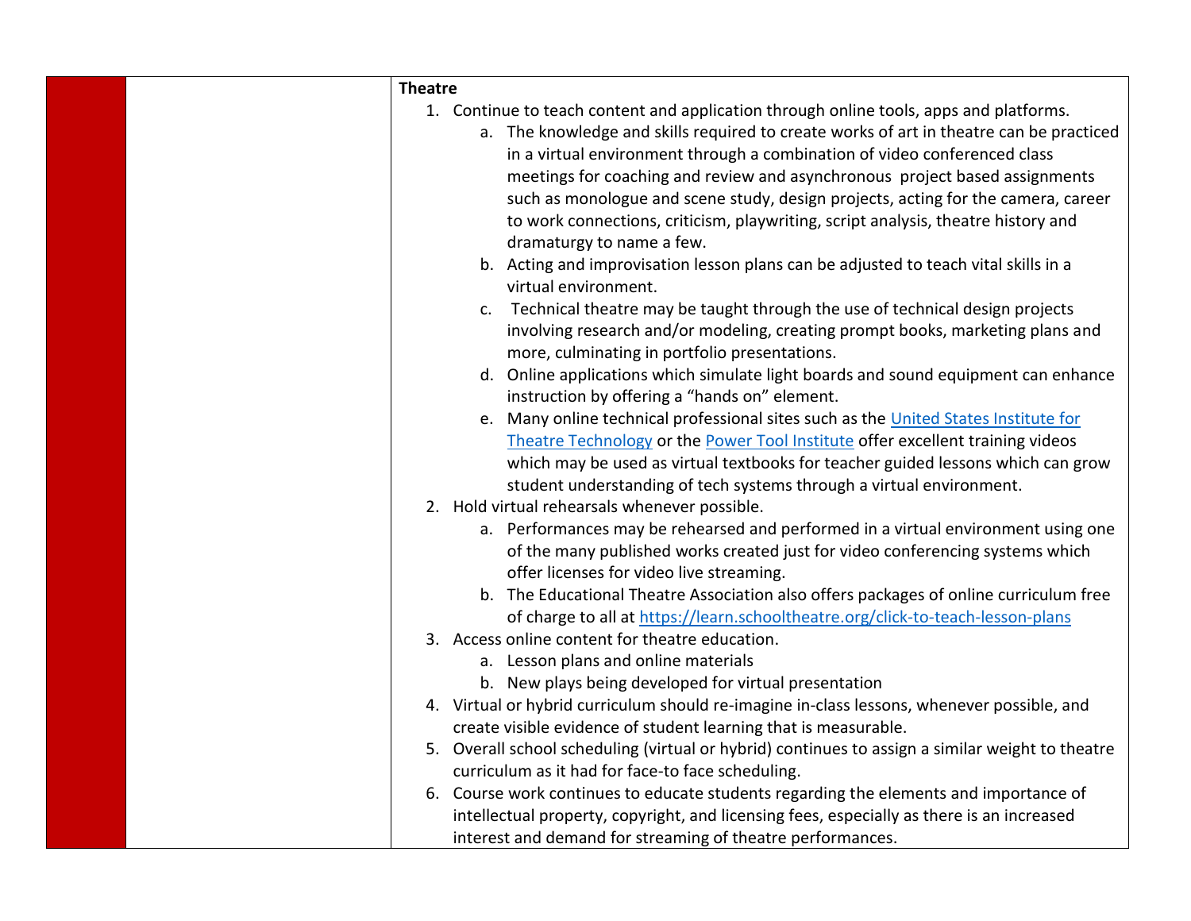**Theatre**

1. Continue to teach content and application through online tools, apps and platforms.
   a. The knowledge and skills required to create works of art in theatre can be practiced in a virtual environment through a combination of video conferenced class meetings for coaching and review and asynchronous project based assignments such as monologue and scene study, design projects, acting for the camera, career to work connections, criticism, playwriting, script analysis, theatre history and dramaturgy to name a few.
   b. Acting and improvisation lesson plans can be adjusted to teach vital skills in a virtual environment.
   c. Technical theatre may be taught through the use of technical design projects involving research and/or modeling, creating prompt books, marketing plans and more, culminating in portfolio presentations.
   d. Online applications which simulate light boards and sound equipment can enhance instruction by offering a "hands on" element.
   e. Many online technical professional sites such as the United States Institute for Theatre Technology or the Power Tool Institute offer excellent training videos which may be used as virtual textbooks for teacher guided lessons which can grow student understanding of tech systems through a virtual environment.
2. Hold virtual rehearsals whenever possible.
   a. Performances may be rehearsed and performed in a virtual environment using one of the many published works created just for video conferencing systems which offer licenses for video live streaming.
   b. The Educational Theatre Association also offers packages of online curriculum free of charge to all at https://learn.schooltheatre.org/click-to-teach-lesson-plans
3. Access online content for theatre education.
   a. Lesson plans and online materials
   b. New plays being developed for virtual presentation
4. Virtual or hybrid curriculum should re-imagine in-class lessons, whenever possible, and create visible evidence of student learning that is measurable.
5. Overall school scheduling (virtual or hybrid) continues to assign a similar weight to theatre curriculum as it had for face-to face scheduling.
6. Course work continues to educate students regarding the elements and importance of intellectual property, copyright, and licensing fees, especially as there is an increased interest and demand for streaming of theatre performances.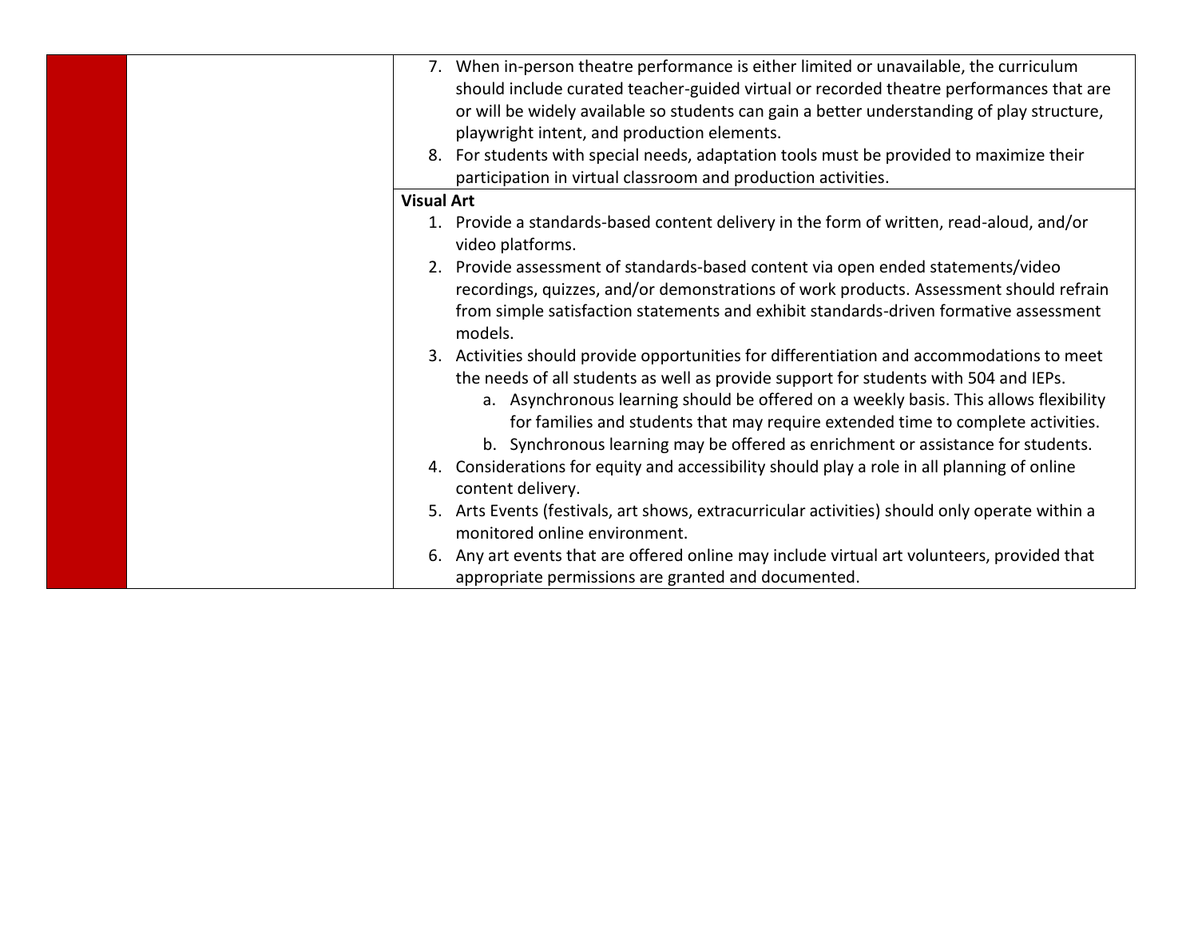7. When in-person theatre performance is either limited or unavailable, the curriculum should include curated teacher-guided virtual or recorded theatre performances that are or will be widely available so students can gain a better understanding of play structure, playwright intent, and production elements.
8. For students with special needs, adaptation tools must be provided to maximize their participation in virtual classroom and production activities.

**Visual Art**

1. Provide a standards-based content delivery in the form of written, read-aloud, and/or video platforms.
2. Provide assessment of standards-based content via open ended statements/video recordings, quizzes, and/or demonstrations of work products. Assessment should refrain from simple satisfaction statements and exhibit standards-driven formative assessment models.
3. Activities should provide opportunities for differentiation and accommodations to meet the needs of all students as well as provide support for students with 504 and IEPs.
    a. Asynchronous learning should be offered on a weekly basis. This allows flexibility for families and students that may require extended time to complete activities.
    b. Synchronous learning may be offered as enrichment or assistance for students.
4. Considerations for equity and accessibility should play a role in all planning of online content delivery.
5. Arts Events (festivals, art shows, extracurricular activities) should only operate within a monitored online environment.
6. Any art events that are offered online may include virtual art volunteers, provided that appropriate permissions are granted and documented.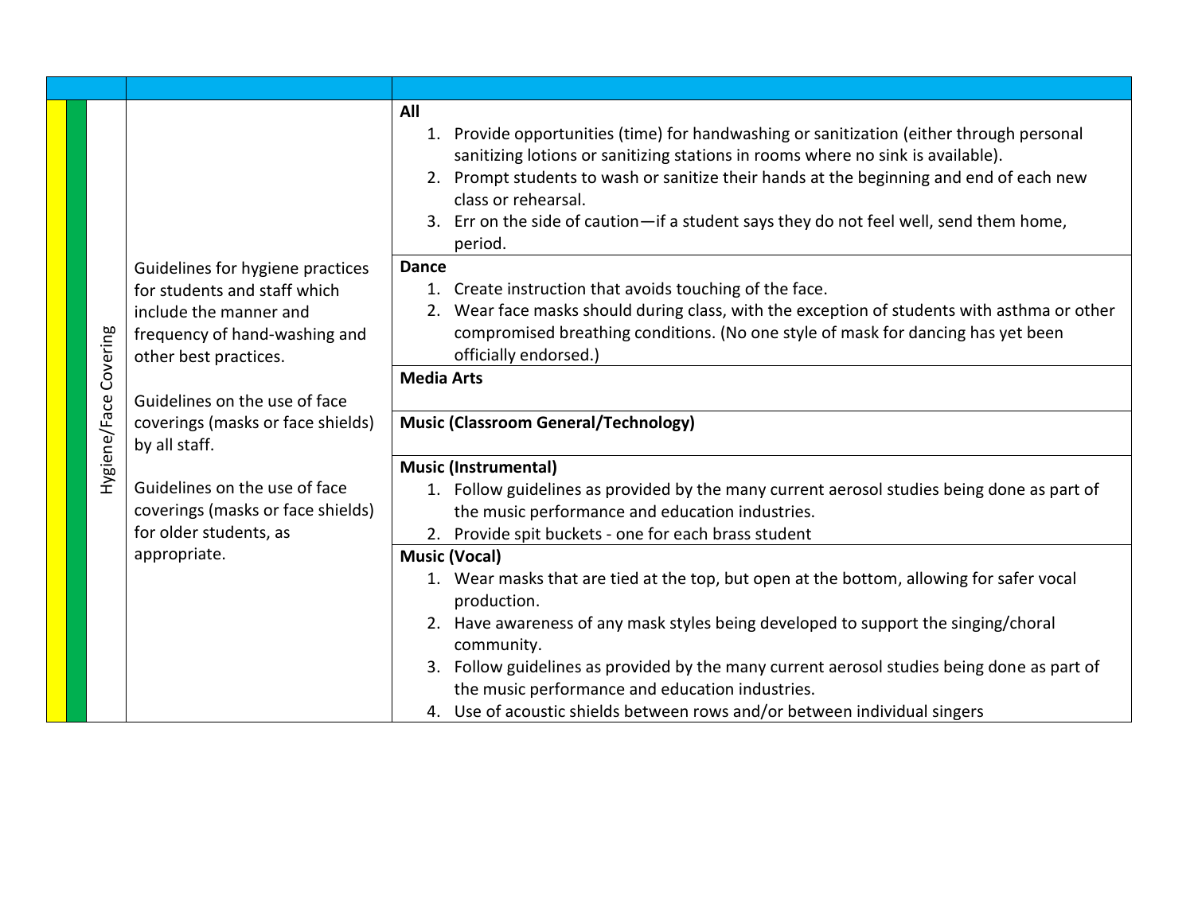| | | | |
|---|---|---|---|
| | Hygiene/Face Covering | Guidelines for hygiene practices for students and staff which include the manner and frequency of hand-washing and other best practices.<br><br>Guidelines on the use of face coverings (masks or face shields) by all staff.<br><br>Guidelines on the use of face coverings (masks or face shields) for older students, as appropriate. | **All**<br>1. Provide opportunities (time) for handwashing or sanitization (either through personal sanitizing lotions or sanitizing stations in rooms where no sink is available).<br>2. Prompt students to wash or sanitize their hands at the beginning and end of each new class or rehearsal.<br>3. Err on the side of caution—if a student says they do not feel well, send them home, period. |
| | | | **Dance**<br>1. Create instruction that avoids touching of the face.<br>2. Wear face masks should during class, with the exception of students with asthma or other compromised breathing conditions. (No one style of mask for dancing has yet been officially endorsed.) |
| | | | **Media Arts** |
| | | | **Music (Classroom General/Technology)** |
| | | | **Music (Instrumental)**<br>1. Follow guidelines as provided by the many current aerosol studies being done as part of the music performance and education industries.<br>2. Provide spit buckets - one for each brass student |
| | | | **Music (Vocal)**<br>1. Wear masks that are tied at the top, but open at the bottom, allowing for safer vocal production.<br>2. Have awareness of any mask styles being developed to support the singing/choral community.<br>3. Follow guidelines as provided by the many current aerosol studies being done as part of the music performance and education industries.<br>4. Use of acoustic shields between rows and/or between individual singers |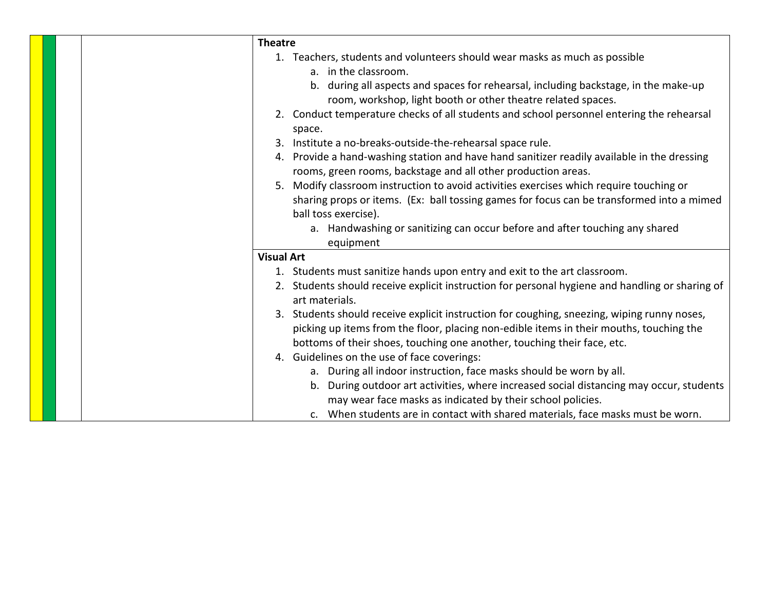**Theatre**

1. Teachers, students and volunteers should wear masks as much as possible
   a. in the classroom.
   b. during all aspects and spaces for rehearsal, including backstage, in the make-up room, workshop, light booth or other theatre related spaces.
2. Conduct temperature checks of all students and school personnel entering the rehearsal space.
3. Institute a no-breaks-outside-the-rehearsal space rule.
4. Provide a hand-washing station and have hand sanitizer readily available in the dressing rooms, green rooms, backstage and all other production areas.
5. Modify classroom instruction to avoid activities exercises which require touching or sharing props or items. (Ex: ball tossing games for focus can be transformed into a mimed ball toss exercise).
   a. Handwashing or sanitizing can occur before and after touching any shared equipment

**Visual Art**

1. Students must sanitize hands upon entry and exit to the art classroom.
2. Students should receive explicit instruction for personal hygiene and handling or sharing of art materials.
3. Students should receive explicit instruction for coughing, sneezing, wiping runny noses, picking up items from the floor, placing non-edible items in their mouths, touching the bottoms of their shoes, touching one another, touching their face, etc.
4. Guidelines on the use of face coverings:
   a. During all indoor instruction, face masks should be worn by all.
   b. During outdoor art activities, where increased social distancing may occur, students may wear face masks as indicated by their school policies.
   c. When students are in contact with shared materials, face masks must be worn.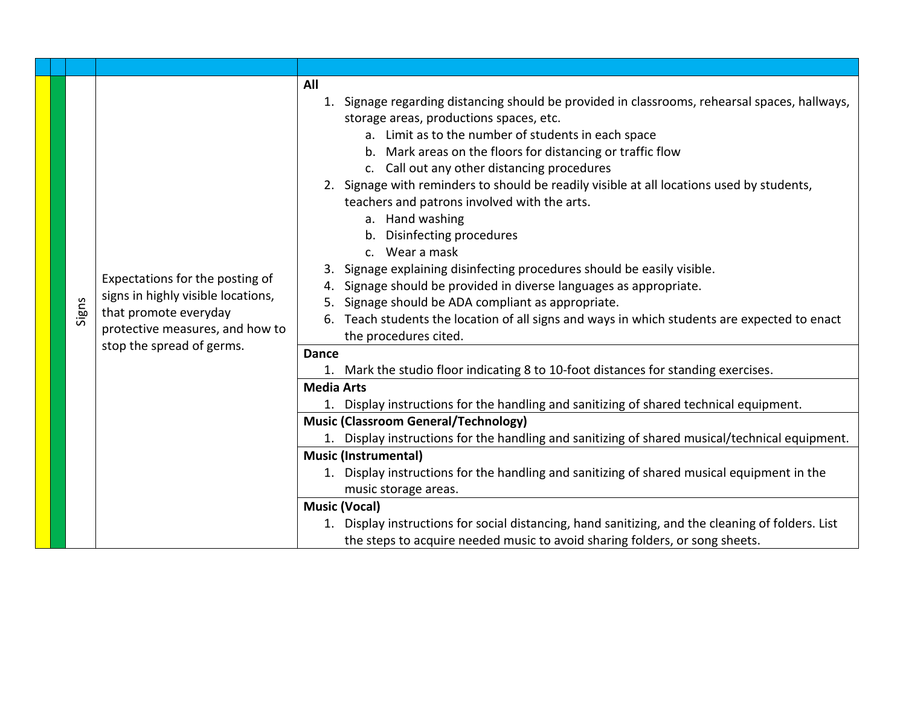| | | | | |
|---|---|---|---|---|
| | | Signs | Expectations for the posting of signs in highly visible locations, that promote everyday protective measures, and how to stop the spread of germs. | **All**<br>1. Signage regarding distancing should be provided in classrooms, rehearsal spaces, hallways, storage areas, productions spaces, etc.<br>&nbsp;&nbsp;&nbsp;a. Limit as to the number of students in each space<br>&nbsp;&nbsp;&nbsp;b. Mark areas on the floors for distancing or traffic flow<br>&nbsp;&nbsp;&nbsp;c. Call out any other distancing procedures<br>2. Signage with reminders to should be readily visible at all locations used by students, teachers and patrons involved with the arts.<br>&nbsp;&nbsp;&nbsp;a. Hand washing<br>&nbsp;&nbsp;&nbsp;b. Disinfecting procedures<br>&nbsp;&nbsp;&nbsp;c. Wear a mask<br>3. Signage explaining disinfecting procedures should be easily visible.<br>4. Signage should be provided in diverse languages as appropriate.<br>5. Signage should be ADA compliant as appropriate.<br>6. Teach students the location of all signs and ways in which students are expected to enact the procedures cited. |
| | | | | **Dance**<br>1. Mark the studio floor indicating 8 to 10-foot distances for standing exercises. |
| | | | | **Media Arts**<br>1. Display instructions for the handling and sanitizing of shared technical equipment. |
| | | | | **Music (Classroom General/Technology)**<br>1. Display instructions for the handling and sanitizing of shared musical/technical equipment. |
| | | | | **Music (Instrumental)**<br>1. Display instructions for the handling and sanitizing of shared musical equipment in the music storage areas. |
| | | | | **Music (Vocal)**<br>1. Display instructions for social distancing, hand sanitizing, and the cleaning of folders. List the steps to acquire needed music to avoid sharing folders, or song sheets. |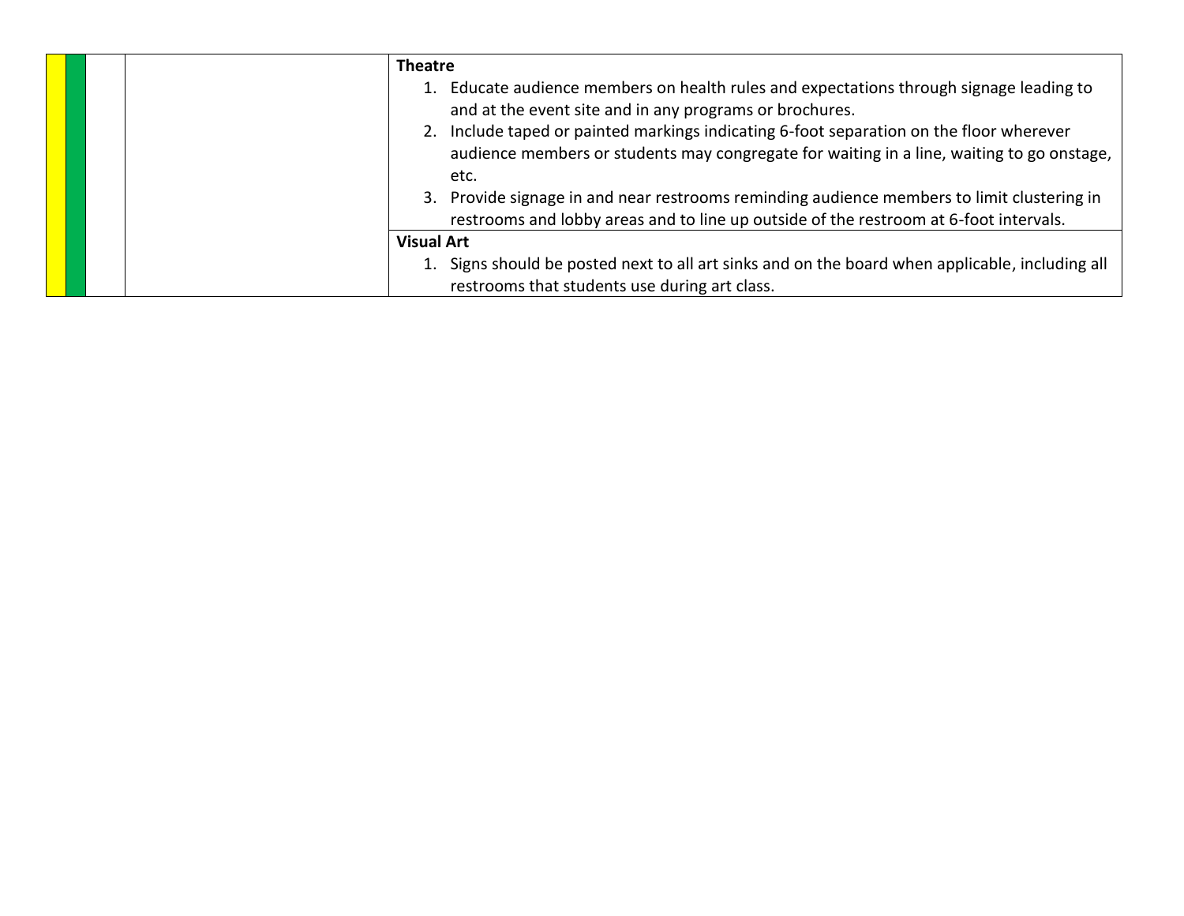|  |  |  |  | **Theatre**<br>1. Educate audience members on health rules and expectations through signage leading to and at the event site and in any programs or brochures.<br>2. Include taped or painted markings indicating 6-foot separation on the floor wherever audience members or students may congregate for waiting in a line, waiting to go onstage, etc.<br>3. Provide signage in and near restrooms reminding audience members to limit clustering in restrooms and lobby areas and to line up outside of the restroom at 6-foot intervals. |
|---|---|---|---|---|
|  |  |  |  | **Visual Art**<br>1. Signs should be posted next to all art sinks and on the board when applicable, including all restrooms that students use during art class. |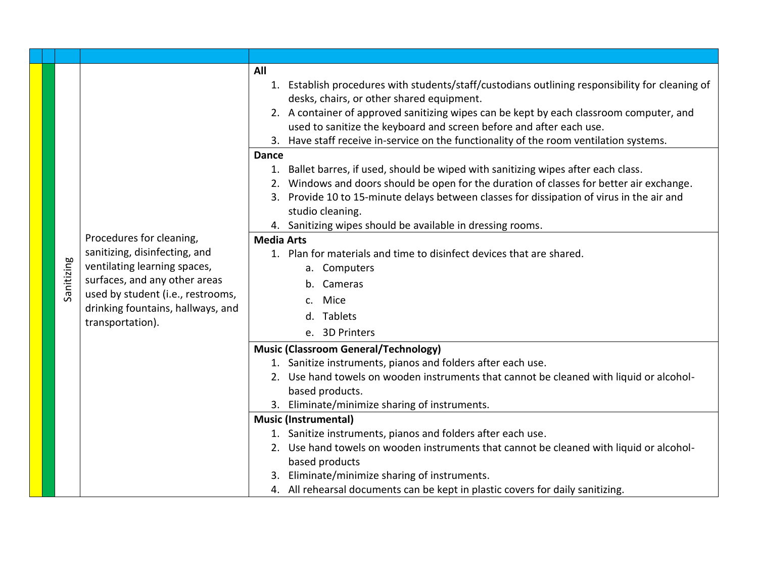|  |  |  |  |  |
|---|---|---|---|---|
|  |  | Sanitizing | Procedures for cleaning, sanitizing, disinfecting, and ventilating learning spaces, surfaces, and any other areas used by student (i.e., restrooms, drinking fountains, hallways, and transportation). | **All**<br>1. Establish procedures with students/staff/custodians outlining responsibility for cleaning of desks, chairs, or other shared equipment.<br>2. A container of approved sanitizing wipes can be kept by each classroom computer, and used to sanitize the keyboard and screen before and after each use.<br>3. Have staff receive in-service on the functionality of the room ventilation systems. |
|  |  |  |  | **Dance**<br>1. Ballet barres, if used, should be wiped with sanitizing wipes after each class.<br>2. Windows and doors should be open for the duration of classes for better air exchange.<br>3. Provide 10 to 15-minute delays between classes for dissipation of virus in the air and studio cleaning.<br>4. Sanitizing wipes should be available in dressing rooms. |
|  |  |  |  | **Media Arts**<br>1. Plan for materials and time to disinfect devices that are shared.<br>a. Computers<br>b. Cameras<br>c. Mice<br>d. Tablets<br>e. 3D Printers |
|  |  |  |  | **Music (Classroom General/Technology)**<br>1. Sanitize instruments, pianos and folders after each use.<br>2. Use hand towels on wooden instruments that cannot be cleaned with liquid or alcohol-based products.<br>3. Eliminate/minimize sharing of instruments. |
|  |  |  |  | **Music (Instrumental)**<br>1. Sanitize instruments, pianos and folders after each use.<br>2. Use hand towels on wooden instruments that cannot be cleaned with liquid or alcohol-based products<br>3. Eliminate/minimize sharing of instruments.<br>4. All rehearsal documents can be kept in plastic covers for daily sanitizing. |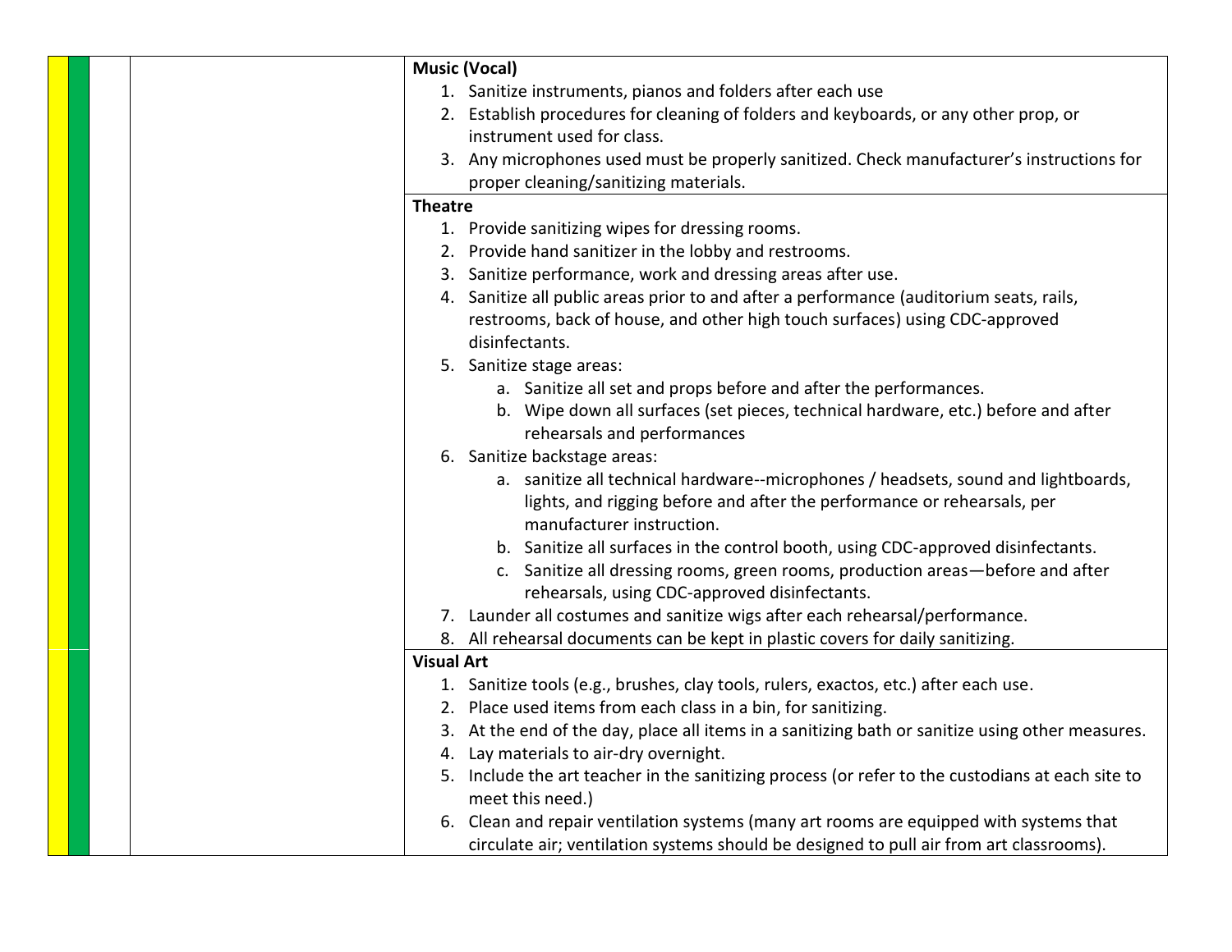**Music (Vocal)**

1. Sanitize instruments, pianos and folders after each use
2. Establish procedures for cleaning of folders and keyboards, or any other prop, or instrument used for class.
3. Any microphones used must be properly sanitized. Check manufacturer's instructions for proper cleaning/sanitizing materials.

**Theatre**

1. Provide sanitizing wipes for dressing rooms.
2. Provide hand sanitizer in the lobby and restrooms.
3. Sanitize performance, work and dressing areas after use.
4. Sanitize all public areas prior to and after a performance (auditorium seats, rails, restrooms, back of house, and other high touch surfaces) using CDC-approved disinfectants.
5. Sanitize stage areas:
   a. Sanitize all set and props before and after the performances.
   b. Wipe down all surfaces (set pieces, technical hardware, etc.) before and after rehearsals and performances
6. Sanitize backstage areas:
   a. sanitize all technical hardware--microphones / headsets, sound and lightboards, lights, and rigging before and after the performance or rehearsals, per manufacturer instruction.
   b. Sanitize all surfaces in the control booth, using CDC-approved disinfectants.
   c. Sanitize all dressing rooms, green rooms, production areas—before and after rehearsals, using CDC-approved disinfectants.
7. Launder all costumes and sanitize wigs after each rehearsal/performance.
8. All rehearsal documents can be kept in plastic covers for daily sanitizing.

**Visual Art**

1. Sanitize tools (e.g., brushes, clay tools, rulers, exactos, etc.) after each use.
2. Place used items from each class in a bin, for sanitizing.
3. At the end of the day, place all items in a sanitizing bath or sanitize using other measures.
4. Lay materials to air-dry overnight.
5. Include the art teacher in the sanitizing process (or refer to the custodians at each site to meet this need.)
6. Clean and repair ventilation systems (many art rooms are equipped with systems that circulate air; ventilation systems should be designed to pull air from art classrooms).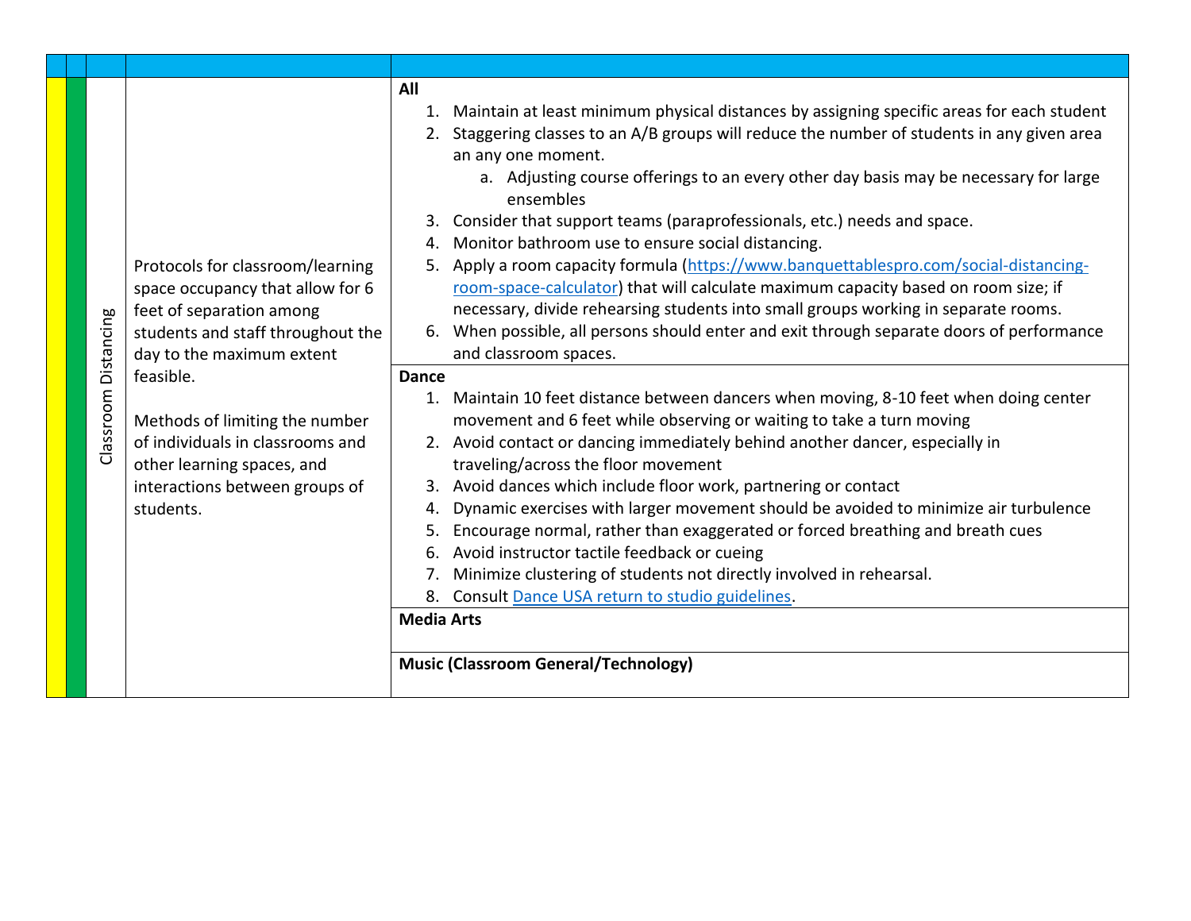| | | | | |
|---|---|---|---|---|
| | | Classroom Distancing | Protocols for classroom/learning space occupancy that allow for 6 feet of separation among students and staff throughout the day to the maximum extent feasible.<br><br>Methods of limiting the number of individuals in classrooms and other learning spaces, and interactions between groups of students. | **All**<br>1. Maintain at least minimum physical distances by assigning specific areas for each student<br>2. Staggering classes to an A/B groups will reduce the number of students in any given area an any one moment.<br>&nbsp;&nbsp;&nbsp;&nbsp;a. Adjusting course offerings to an every other day basis may be necessary for large ensembles<br>3. Consider that support teams (paraprofessionals, etc.) needs and space.<br>4. Monitor bathroom use to ensure social distancing.<br>5. Apply a room capacity formula (https://www.banquettablespro.com/social-distancing-room-space-calculator) that will calculate maximum capacity based on room size; if necessary, divide rehearsing students into small groups working in separate rooms.<br>6. When possible, all persons should enter and exit through separate doors of performance and classroom spaces. |
| | | | | **Dance**<br>1. Maintain 10 feet distance between dancers when moving, 8-10 feet when doing center movement and 6 feet while observing or waiting to take a turn moving<br>2. Avoid contact or dancing immediately behind another dancer, especially in traveling/across the floor movement<br>3. Avoid dances which include floor work, partnering or contact<br>4. Dynamic exercises with larger movement should be avoided to minimize air turbulence<br>5. Encourage normal, rather than exaggerated or forced breathing and breath cues<br>6. Avoid instructor tactile feedback or cueing<br>7. Minimize clustering of students not directly involved in rehearsal.<br>8. Consult Dance USA return to studio guidelines. |
| | | | | **Media Arts** |
| | | | | **Music (Classroom General/Technology)** |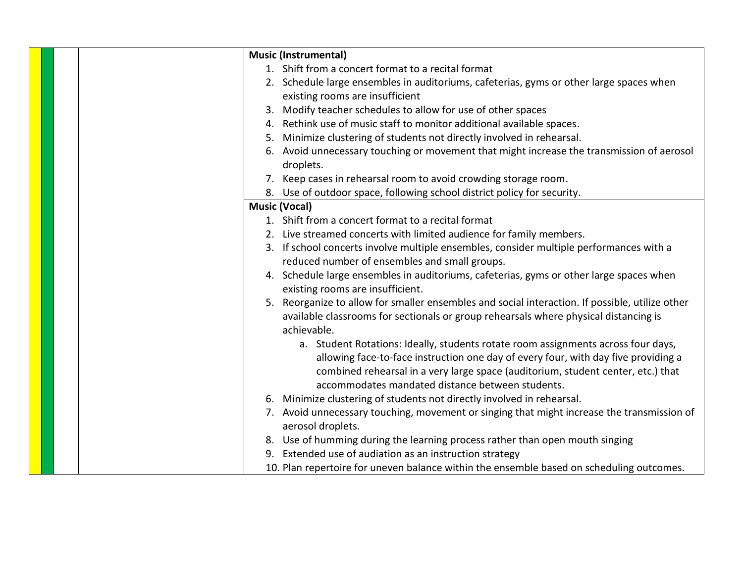| | | | | |
|---|---|---|---|---|
| | | | | **Music (Instrumental)**<br>1. Shift from a concert format to a recital format<br>2. Schedule large ensembles in auditoriums, cafeterias, gyms or other large spaces when existing rooms are insufficient<br>3. Modify teacher schedules to allow for use of other spaces<br>4. Rethink use of music staff to monitor additional available spaces.<br>5. Minimize clustering of students not directly involved in rehearsal.<br>6. Avoid unnecessary touching or movement that might increase the transmission of aerosol droplets.<br>7. Keep cases in rehearsal room to avoid crowding storage room.<br>8. Use of outdoor space, following school district policy for security. |
| | | | | **Music (Vocal)**<br>1. Shift from a concert format to a recital format<br>2. Live streamed concerts with limited audience for family members.<br>3. If school concerts involve multiple ensembles, consider multiple performances with a reduced number of ensembles and small groups.<br>4. Schedule large ensembles in auditoriums, cafeterias, gyms or other large spaces when existing rooms are insufficient.<br>5. Reorganize to allow for smaller ensembles and social interaction. If possible, utilize other available classrooms for sectionals or group rehearsals where physical distancing is achievable.<br>&nbsp;&nbsp;&nbsp;&nbsp;a. Student Rotations: Ideally, students rotate room assignments across four days, allowing face-to-face instruction one day of every four, with day five providing a combined rehearsal in a very large space (auditorium, student center, etc.) that accommodates mandated distance between students.<br>6. Minimize clustering of students not directly involved in rehearsal.<br>7. Avoid unnecessary touching, movement or singing that might increase the transmission of aerosol droplets.<br>8. Use of humming during the learning process rather than open mouth singing<br>9. Extended use of audiation as an instruction strategy<br>10. Plan repertoire for uneven balance within the ensemble based on scheduling outcomes. |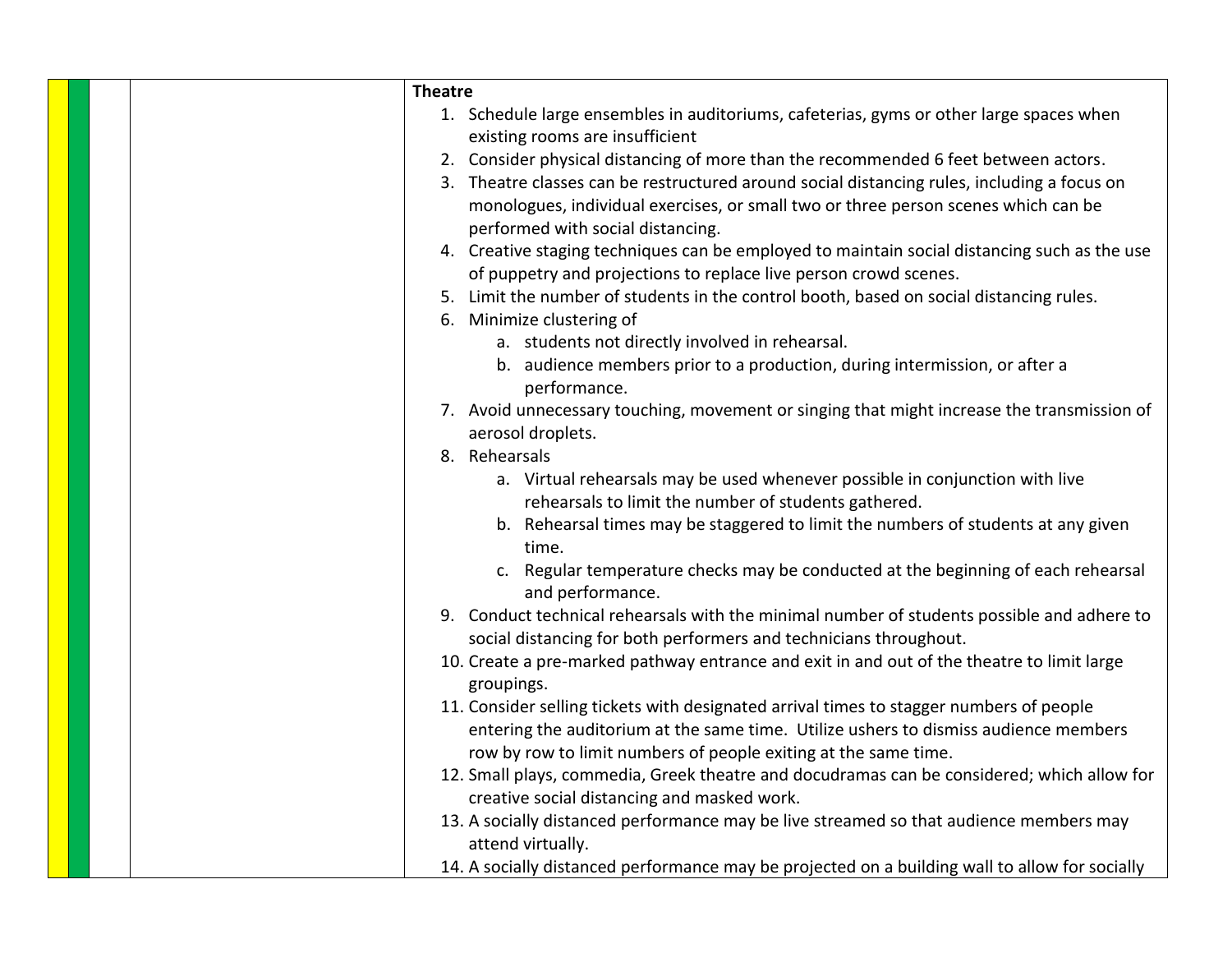| | | | | **Theatre**<br>1. Schedule large ensembles in auditoriums, cafeterias, gyms or other large spaces when existing rooms are insufficient<br>2. Consider physical distancing of more than the recommended 6 feet between actors.<br>3. Theatre classes can be restructured around social distancing rules, including a focus on monologues, individual exercises, or small two or three person scenes which can be performed with social distancing.<br>4. Creative staging techniques can be employed to maintain social distancing such as the use of puppetry and projections to replace live person crowd scenes.<br>5. Limit the number of students in the control booth, based on social distancing rules.<br>6. Minimize clustering of<br>&nbsp;&nbsp;&nbsp;&nbsp;a. students not directly involved in rehearsal.<br>&nbsp;&nbsp;&nbsp;&nbsp;b. audience members prior to a production, during intermission, or after a performance.<br>7. Avoid unnecessary touching, movement or singing that might increase the transmission of aerosol droplets.<br>8. Rehearsals<br>&nbsp;&nbsp;&nbsp;&nbsp;a. Virtual rehearsals may be used whenever possible in conjunction with live rehearsals to limit the number of students gathered.<br>&nbsp;&nbsp;&nbsp;&nbsp;b. Rehearsal times may be staggered to limit the numbers of students at any given time.<br>&nbsp;&nbsp;&nbsp;&nbsp;c. Regular temperature checks may be conducted at the beginning of each rehearsal and performance.<br>9. Conduct technical rehearsals with the minimal number of students possible and adhere to social distancing for both performers and technicians throughout.<br>10. Create a pre-marked pathway entrance and exit in and out of the theatre to limit large groupings.<br>11. Consider selling tickets with designated arrival times to stagger numbers of people entering the auditorium at the same time. Utilize ushers to dismiss audience members row by row to limit numbers of people exiting at the same time.<br>12. Small plays, commedia, Greek theatre and docudramas can be considered; which allow for creative social distancing and masked work.<br>13. A socially distanced performance may be live streamed so that audience members may attend virtually.<br>14. A socially distanced performance may be projected on a building wall to allow for socially |
|---|---|---|---|---|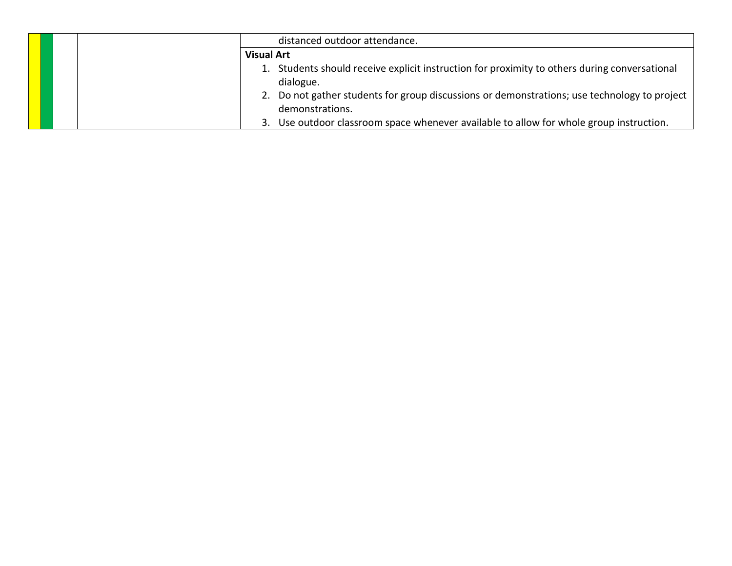| | | | | |
|---|---|---|---|---|
| | | | | distanced outdoor attendance. |
| | | | | **Visual Art**<br>1. Students should receive explicit instruction for proximity to others during conversational dialogue.<br>2. Do not gather students for group discussions or demonstrations; use technology to project demonstrations.<br>3. Use outdoor classroom space whenever available to allow for whole group instruction. |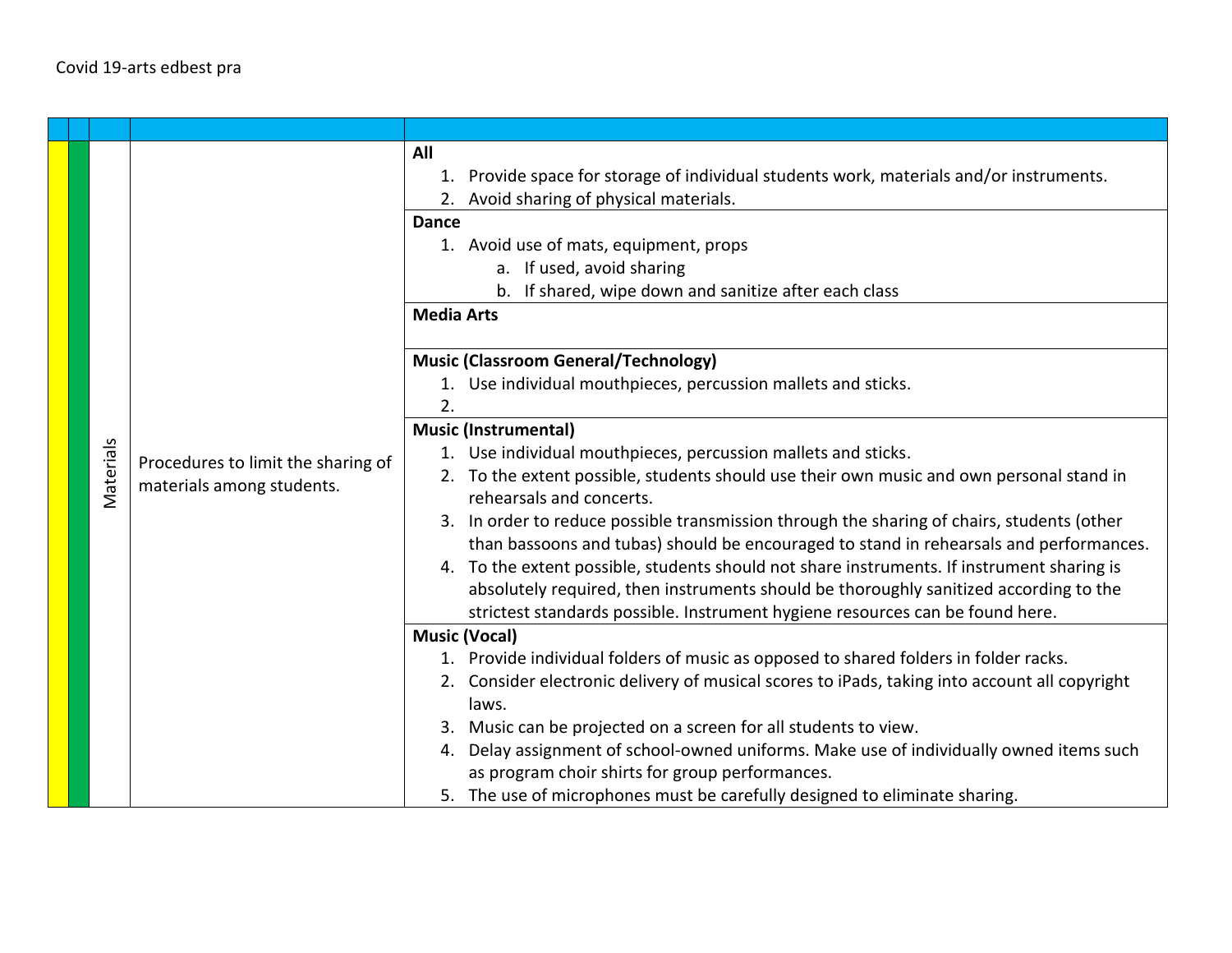Covid 19-arts edbest pra

| | | | | |
|---|---|---|---|---|
| | | Materials | Procedures to limit the sharing of materials among students. | **All**<br>1. Provide space for storage of individual students work, materials and/or instruments.<br>2. Avoid sharing of physical materials. |
| | | | | **Dance**<br>1. Avoid use of mats, equipment, props<br>a. If used, avoid sharing<br>b. If shared, wipe down and sanitize after each class |
| | | | | **Media Arts** |
| | | | | **Music (Classroom General/Technology)**<br>1. Use individual mouthpieces, percussion mallets and sticks.<br>2. |
| | | | | **Music (Instrumental)**<br>1. Use individual mouthpieces, percussion mallets and sticks.<br>2. To the extent possible, students should use their own music and own personal stand in rehearsals and concerts.<br>3. In order to reduce possible transmission through the sharing of chairs, students (other than bassoons and tubas) should be encouraged to stand in rehearsals and performances.<br>4. To the extent possible, students should not share instruments. If instrument sharing is absolutely required, then instruments should be thoroughly sanitized according to the strictest standards possible. Instrument hygiene resources can be found here. |
| | | | | **Music (Vocal)**<br>1. Provide individual folders of music as opposed to shared folders in folder racks.<br>2. Consider electronic delivery of musical scores to iPads, taking into account all copyright laws.<br>3. Music can be projected on a screen for all students to view.<br>4. Delay assignment of school-owned uniforms. Make use of individually owned items such as program choir shirts for group performances.<br>5. The use of microphones must be carefully designed to eliminate sharing. |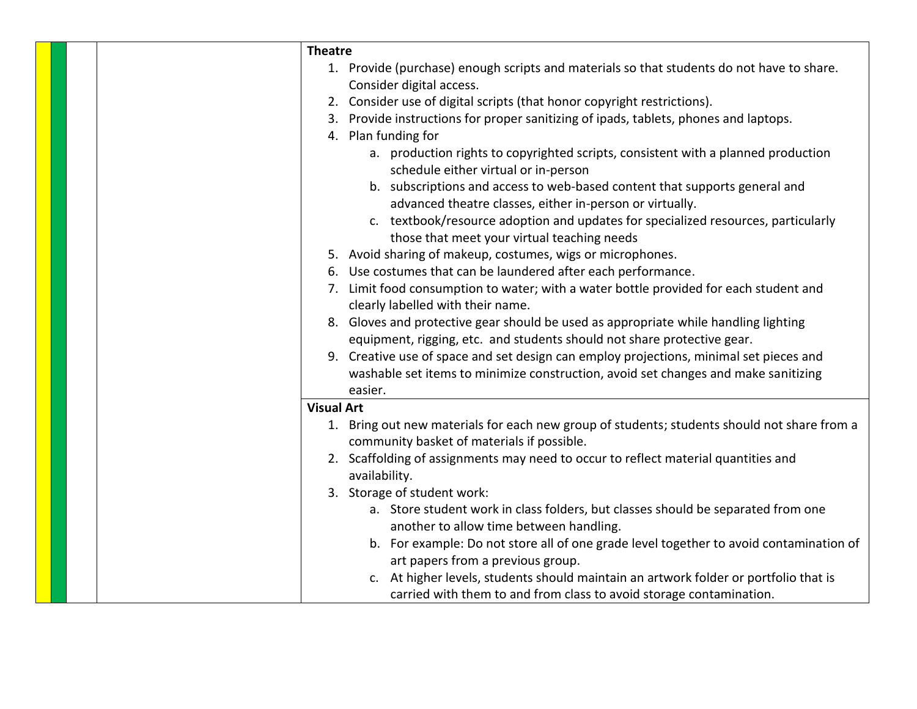**Theatre**

1. Provide (purchase) enough scripts and materials so that students do not have to share. Consider digital access.
2. Consider use of digital scripts (that honor copyright restrictions).
3. Provide instructions for proper sanitizing of ipads, tablets, phones and laptops.
4. Plan funding for
    a. production rights to copyrighted scripts, consistent with a planned production schedule either virtual or in-person
    b. subscriptions and access to web-based content that supports general and advanced theatre classes, either in-person or virtually.
    c. textbook/resource adoption and updates for specialized resources, particularly those that meet your virtual teaching needs
5. Avoid sharing of makeup, costumes, wigs or microphones.
6. Use costumes that can be laundered after each performance.
7. Limit food consumption to water; with a water bottle provided for each student and clearly labelled with their name.
8. Gloves and protective gear should be used as appropriate while handling lighting equipment, rigging, etc. and students should not share protective gear.
9. Creative use of space and set design can employ projections, minimal set pieces and washable set items to minimize construction, avoid set changes and make sanitizing easier.

**Visual Art**

1. Bring out new materials for each new group of students; students should not share from a community basket of materials if possible.
2. Scaffolding of assignments may need to occur to reflect material quantities and availability.
3. Storage of student work:
    a. Store student work in class folders, but classes should be separated from one another to allow time between handling.
    b. For example: Do not store all of one grade level together to avoid contamination of art papers from a previous group.
    c. At higher levels, students should maintain an artwork folder or portfolio that is carried with them to and from class to avoid storage contamination.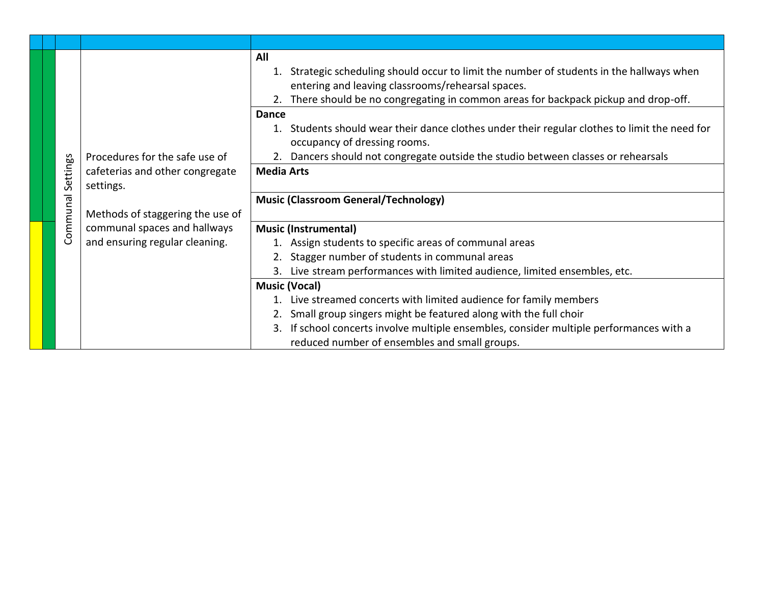| | | | | |
|---|---|---|---|---|
| | | Communal Settings | Procedures for the safe use of cafeterias and other congregate settings.<br><br>Methods of staggering the use of communal spaces and hallways and ensuring regular cleaning. | **All**<br>1. Strategic scheduling should occur to limit the number of students in the hallways when entering and leaving classrooms/rehearsal spaces.<br>2. There should be no congregating in common areas for backpack pickup and drop-off. |
| | | | | **Dance**<br>1. Students should wear their dance clothes under their regular clothes to limit the need for occupancy of dressing rooms.<br>2. Dancers should not congregate outside the studio between classes or rehearsals |
| | | | | **Media Arts** |
| | | | | **Music (Classroom General/Technology)** |
| | | | | **Music (Instrumental)**<br>1. Assign students to specific areas of communal areas<br>2. Stagger number of students in communal areas<br>3. Live stream performances with limited audience, limited ensembles, etc. |
| | | | | **Music (Vocal)**<br>1. Live streamed concerts with limited audience for family members<br>2. Small group singers might be featured along with the full choir<br>3. If school concerts involve multiple ensembles, consider multiple performances with a reduced number of ensembles and small groups. |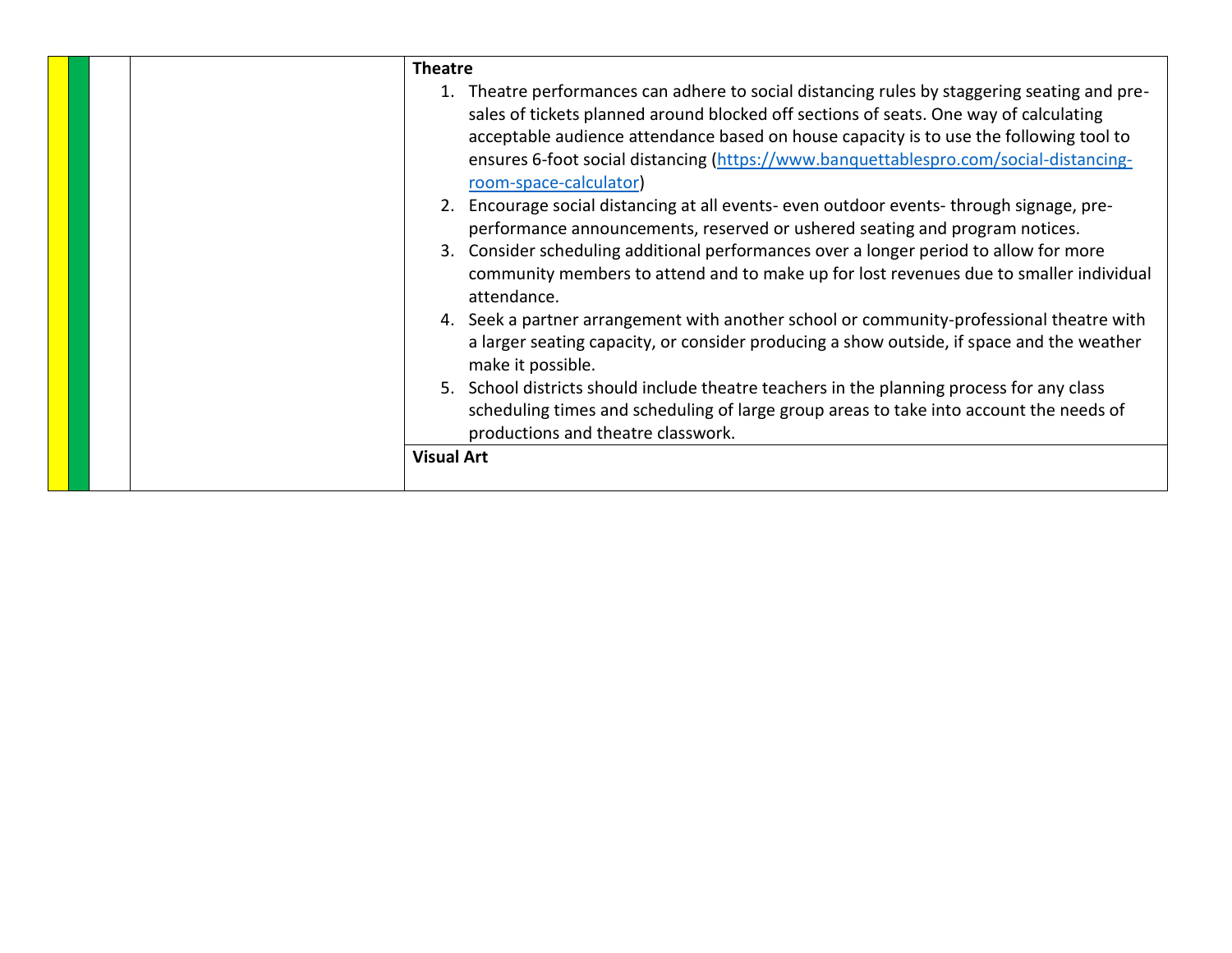| | | | | |
|---|---|---|---|---|
| | | | | **Theatre**<br>1. Theatre performances can adhere to social distancing rules by staggering seating and pre-sales of tickets planned around blocked off sections of seats. One way of calculating acceptable audience attendance based on house capacity is to use the following tool to ensures 6-foot social distancing (https://www.banquettablespro.com/social-distancing-room-space-calculator)<br>2. Encourage social distancing at all events- even outdoor events- through signage, pre-performance announcements, reserved or ushered seating and program notices.<br>3. Consider scheduling additional performances over a longer period to allow for more community members to attend and to make up for lost revenues due to smaller individual attendance.<br>4. Seek a partner arrangement with another school or community-professional theatre with a larger seating capacity, or consider producing a show outside, if space and the weather make it possible.<br>5. School districts should include theatre teachers in the planning process for any class scheduling times and scheduling of large group areas to take into account the needs of productions and theatre classwork. |
| | | | | **Visual Art** |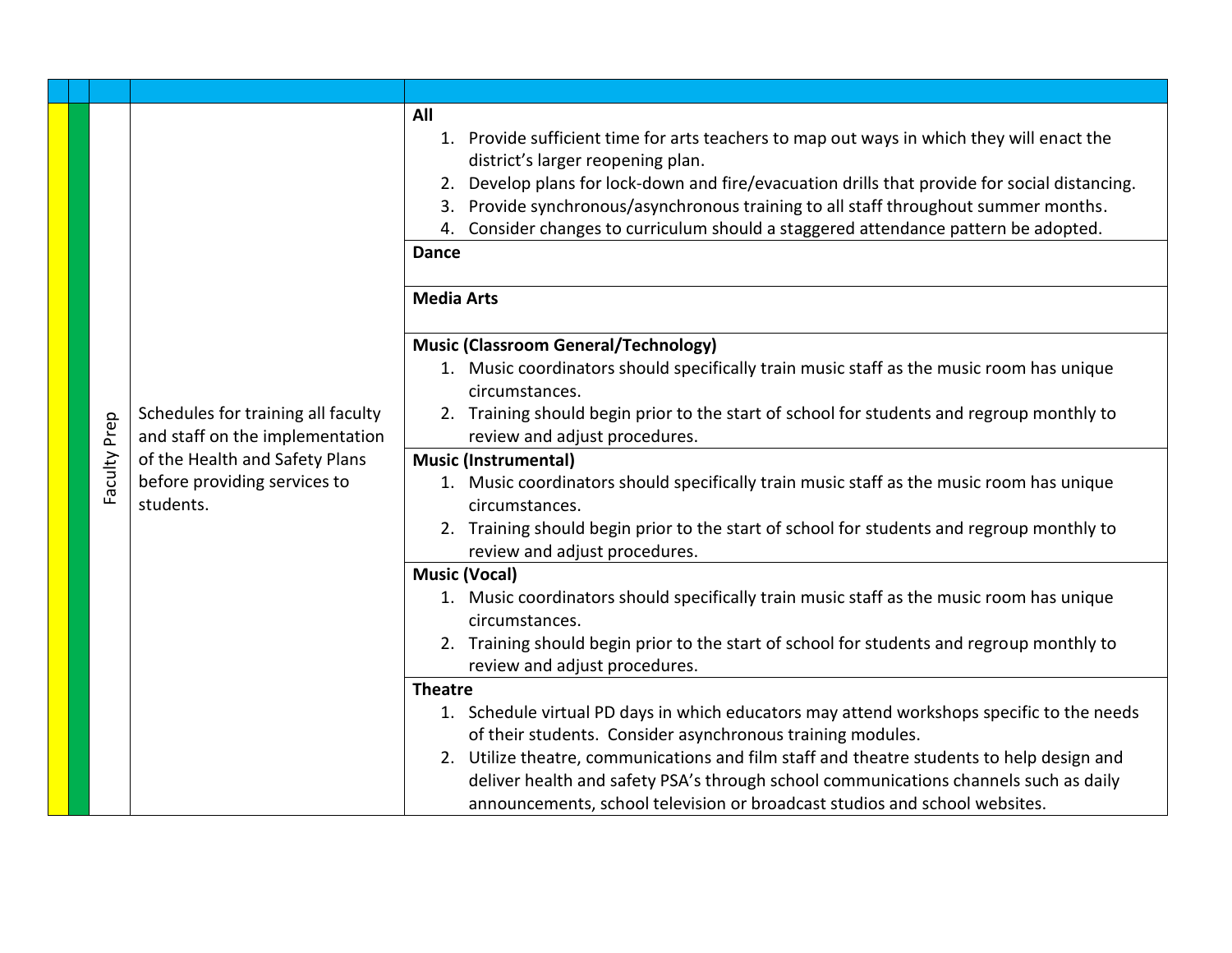| | | | | |
|---|---|---|---|---|
| | | Faculty Prep | Schedules for training all faculty and staff on the implementation of the Health and Safety Plans before providing services to students. | **All**<br>1. Provide sufficient time for arts teachers to map out ways in which they will enact the district's larger reopening plan.<br>2. Develop plans for lock-down and fire/evacuation drills that provide for social distancing.<br>3. Provide synchronous/asynchronous training to all staff throughout summer months.<br>4. Consider changes to curriculum should a staggered attendance pattern be adopted. |
| | | | | **Dance** |
| | | | | **Media Arts** |
| | | | | **Music (Classroom General/Technology)**<br>1. Music coordinators should specifically train music staff as the music room has unique circumstances.<br>2. Training should begin prior to the start of school for students and regroup monthly to review and adjust procedures. |
| | | | | **Music (Instrumental)**<br>1. Music coordinators should specifically train music staff as the music room has unique circumstances.<br>2. Training should begin prior to the start of school for students and regroup monthly to review and adjust procedures. |
| | | | | **Music (Vocal)**<br>1. Music coordinators should specifically train music staff as the music room has unique circumstances.<br>2. Training should begin prior to the start of school for students and regroup monthly to review and adjust procedures. |
| | | | | **Theatre**<br>1. Schedule virtual PD days in which educators may attend workshops specific to the needs of their students. Consider asynchronous training modules.<br>2. Utilize theatre, communications and film staff and theatre students to help design and deliver health and safety PSA's through school communications channels such as daily announcements, school television or broadcast studios and school websites. |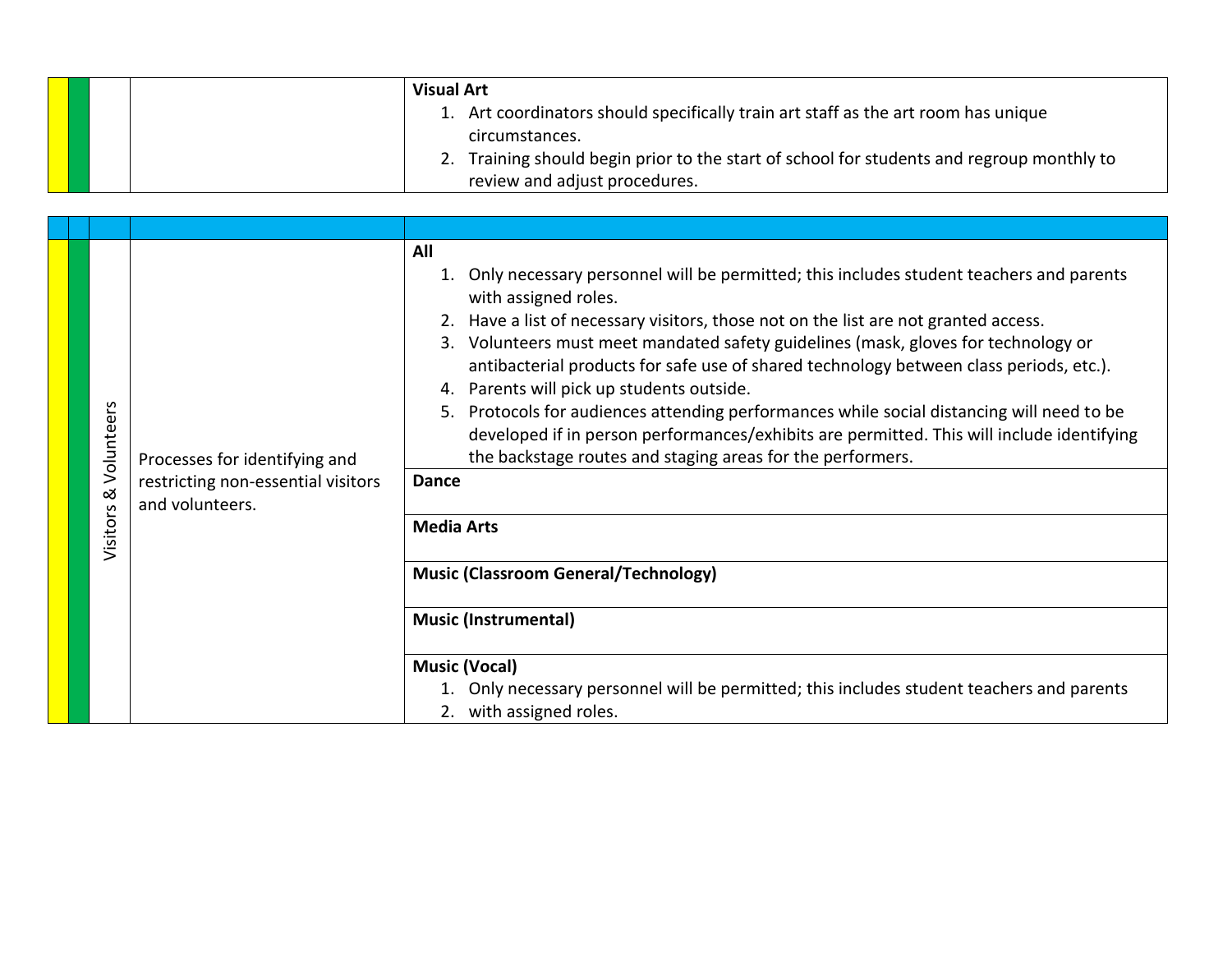| | | | | |
|---|---|---|---|---|
| | | | | **Visual Art**<br>1. Art coordinators should specifically train art staff as the art room has unique circumstances.<br>2. Training should begin prior to the start of school for students and regroup monthly to review and adjust procedures. |

| | | | | |
|---|---|---|---|---|
| | | Visitors & Volunteers | Processes for identifying and restricting non-essential visitors and volunteers. | **All**<br>1. Only necessary personnel will be permitted; this includes student teachers and parents with assigned roles.<br>2. Have a list of necessary visitors, those not on the list are not granted access.<br>3. Volunteers must meet mandated safety guidelines (mask, gloves for technology or antibacterial products for safe use of shared technology between class periods, etc.).<br>4. Parents will pick up students outside.<br>5. Protocols for audiences attending performances while social distancing will need to be developed if in person performances/exhibits are permitted. This will include identifying the backstage routes and staging areas for the performers. |
| | | | | **Dance** |
| | | | | **Media Arts** |
| | | | | **Music (Classroom General/Technology)** |
| | | | | **Music (Instrumental)** |
| | | | | **Music (Vocal)**<br>1. Only necessary personnel will be permitted; this includes student teachers and parents<br>2. with assigned roles. |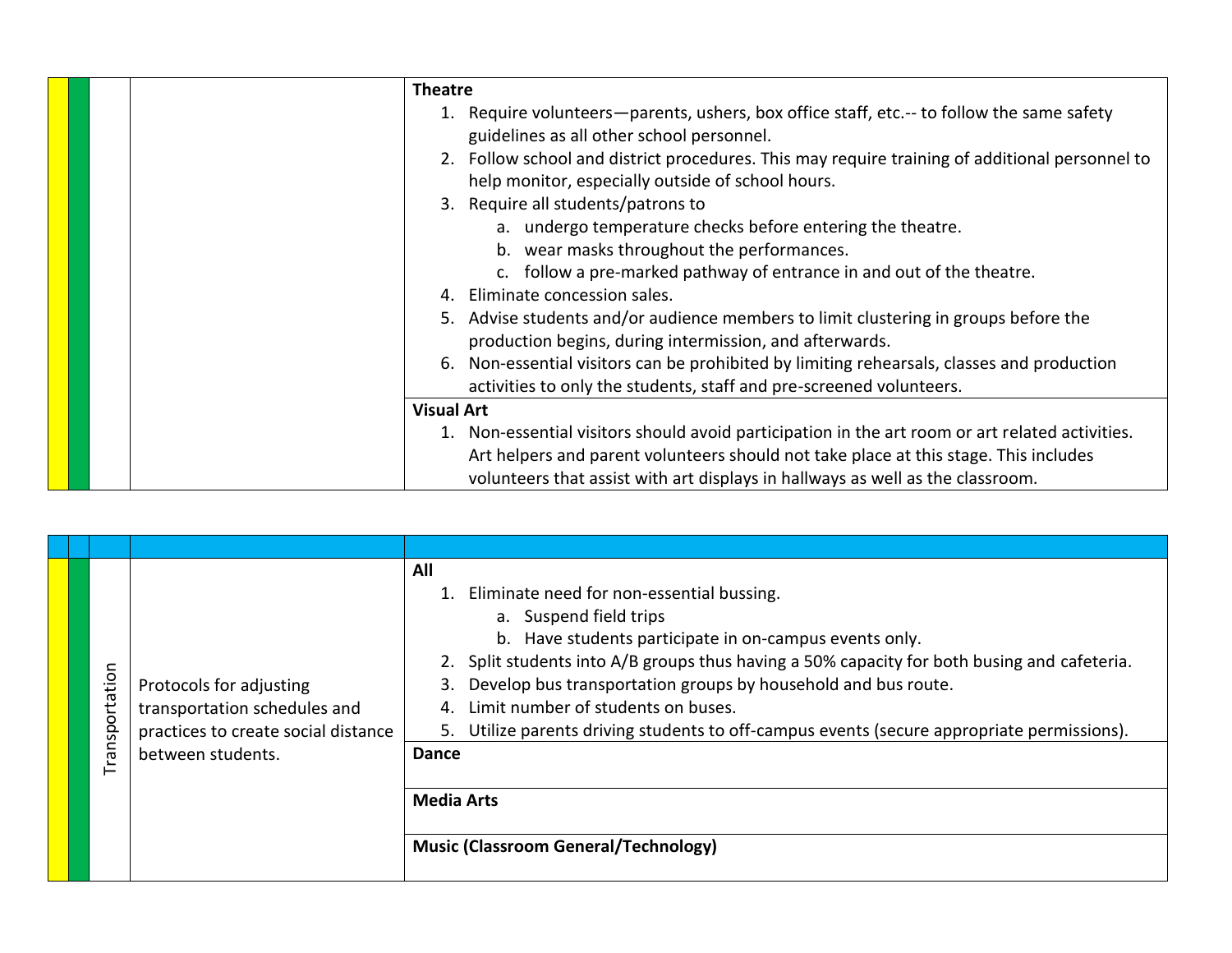| | | | | |
|---|---|---|---|---|
| | | | | **Theatre**<br>1. Require volunteers—parents, ushers, box office staff, etc.-- to follow the same safety guidelines as all other school personnel.<br>2. Follow school and district procedures. This may require training of additional personnel to help monitor, especially outside of school hours.<br>3. Require all students/patrons to<br>&nbsp;&nbsp;&nbsp;&nbsp;a. undergo temperature checks before entering the theatre.<br>&nbsp;&nbsp;&nbsp;&nbsp;b. wear masks throughout the performances.<br>&nbsp;&nbsp;&nbsp;&nbsp;c. follow a pre-marked pathway of entrance in and out of the theatre.<br>4. Eliminate concession sales.<br>5. Advise students and/or audience members to limit clustering in groups before the production begins, during intermission, and afterwards.<br>6. Non-essential visitors can be prohibited by limiting rehearsals, classes and production activities to only the students, staff and pre-screened volunteers. |
| | | | | **Visual Art**<br>1. Non-essential visitors should avoid participation in the art room or art related activities. Art helpers and parent volunteers should not take place at this stage. This includes volunteers that assist with art displays in hallways as well as the classroom. |

| | | | | |
|---|---|---|---|---|
| | | Transportation | Protocols for adjusting transportation schedules and practices to create social distance between students. | **All**<br>1. Eliminate need for non-essential bussing.<br>&nbsp;&nbsp;&nbsp;&nbsp;a. Suspend field trips<br>&nbsp;&nbsp;&nbsp;&nbsp;b. Have students participate in on-campus events only.<br>2. Split students into A/B groups thus having a 50% capacity for both busing and cafeteria.<br>3. Develop bus transportation groups by household and bus route.<br>4. Limit number of students on buses.<br>5. Utilize parents driving students to off-campus events (secure appropriate permissions). |
| | | | | **Dance** |
| | | | | **Media Arts** |
| | | | | **Music (Classroom General/Technology)** |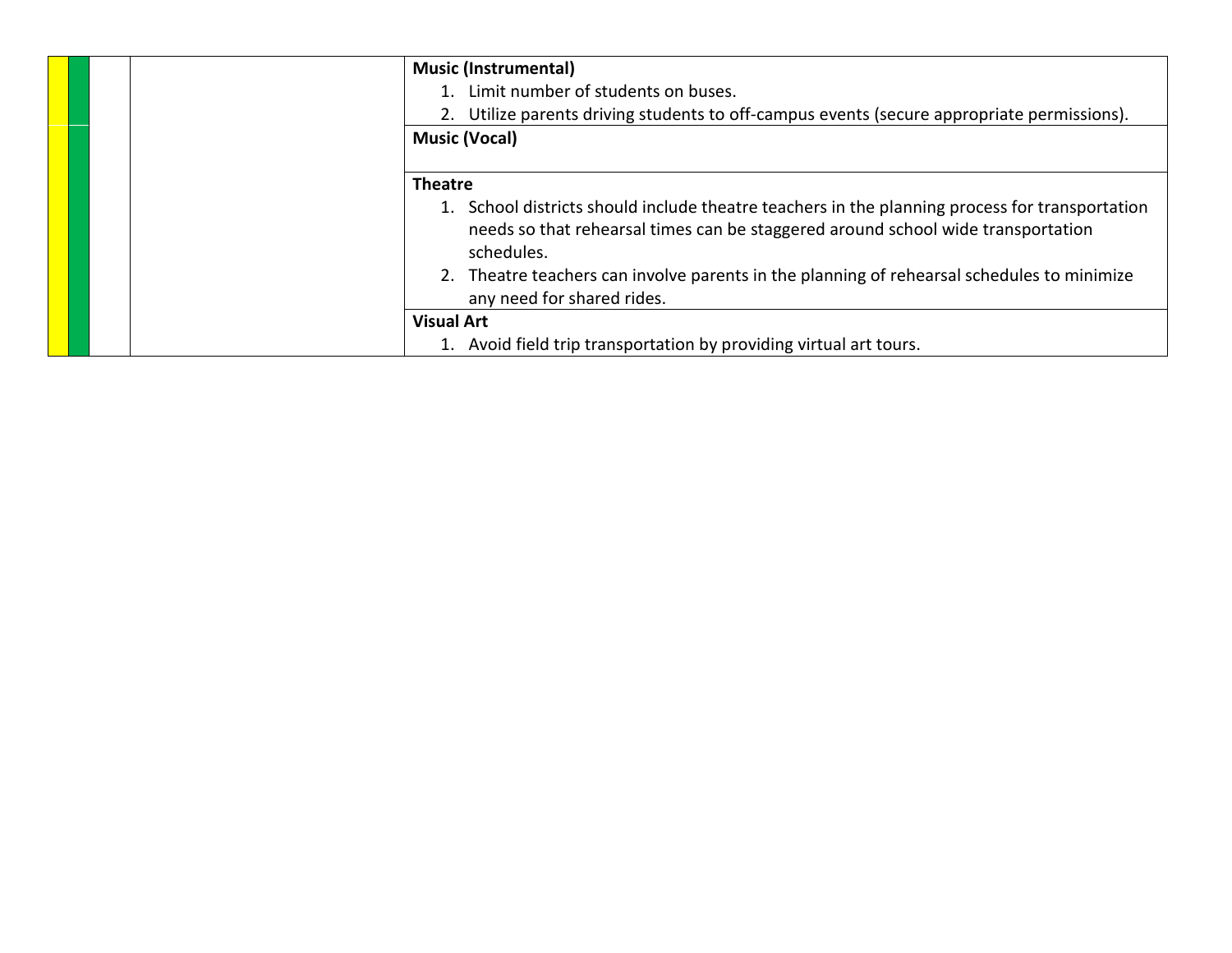| | | | | |
|---|---|---|---|---|
| | | | | **Music (Instrumental)**<br>1. Limit number of students on buses.<br>2. Utilize parents driving students to off-campus events (secure appropriate permissions). |
| | | | | **Music (Vocal)** |
| | | | | **Theatre**<br>1. School districts should include theatre teachers in the planning process for transportation needs so that rehearsal times can be staggered around school wide transportation schedules.<br>2. Theatre teachers can involve parents in the planning of rehearsal schedules to minimize any need for shared rides. |
| | | | | **Visual Art**<br>1. Avoid field trip transportation by providing virtual art tours. |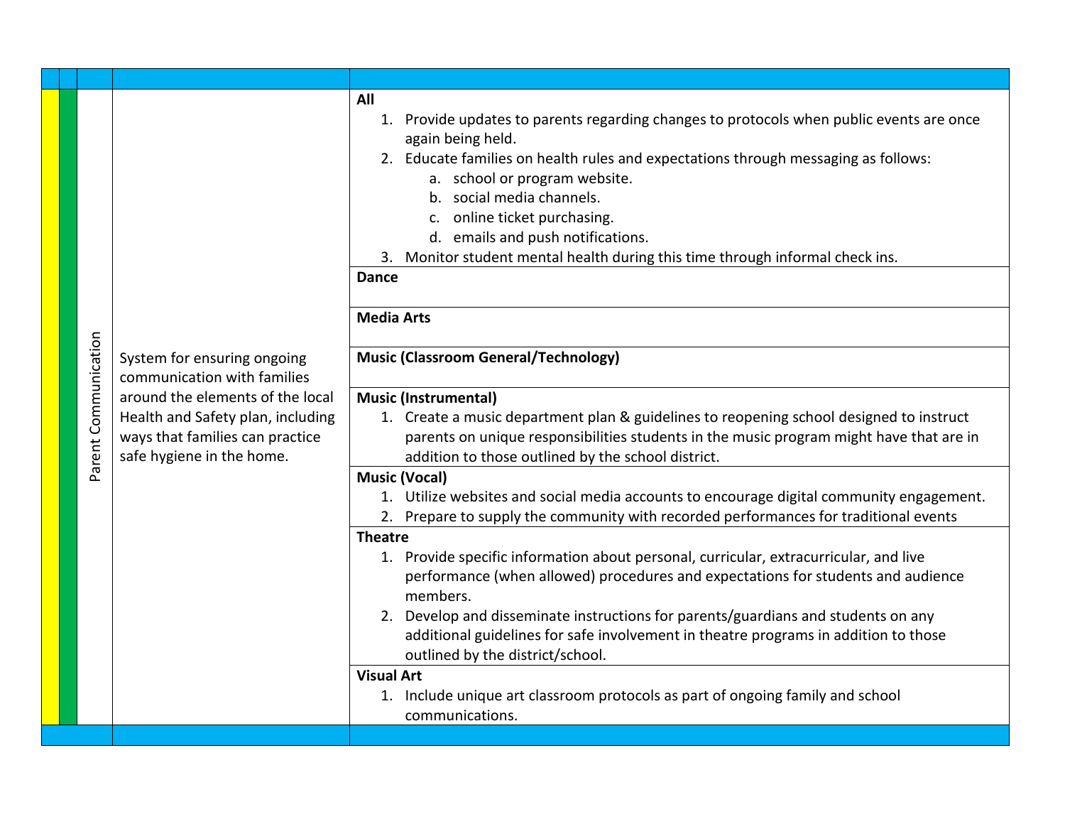| | | | | |
|---|---|---|---|---|
| | | Parent Communication | System for ensuring ongoing communication with families around the elements of the local Health and Safety plan, including ways that families can practice safe hygiene in the home. | **All**<br>1. Provide updates to parents regarding changes to protocols when public events are once again being held.<br>2. Educate families on health rules and expectations through messaging as follows:<br>a. school or program website.<br>b. social media channels.<br>c. online ticket purchasing.<br>d. emails and push notifications.<br>3. Monitor student mental health during this time through informal check ins. |
| | | | | **Dance** |
| | | | | **Media Arts** |
| | | | | **Music (Classroom General/Technology)** |
| | | | | **Music (Instrumental)**<br>1. Create a music department plan & guidelines to reopening school designed to instruct parents on unique responsibilities students in the music program might have that are in addition to those outlined by the school district. |
| | | | | **Music (Vocal)**<br>1. Utilize websites and social media accounts to encourage digital community engagement.<br>2. Prepare to supply the community with recorded performances for traditional events |
| | | | | **Theatre**<br>1. Provide specific information about personal, curricular, extracurricular, and live performance (when allowed) procedures and expectations for students and audience members.<br>2. Develop and disseminate instructions for parents/guardians and students on any additional guidelines for safe involvement in theatre programs in addition to those outlined by the district/school. |
| | | | | **Visual Art**<br>1. Include unique art classroom protocols as part of ongoing family and school communications. |